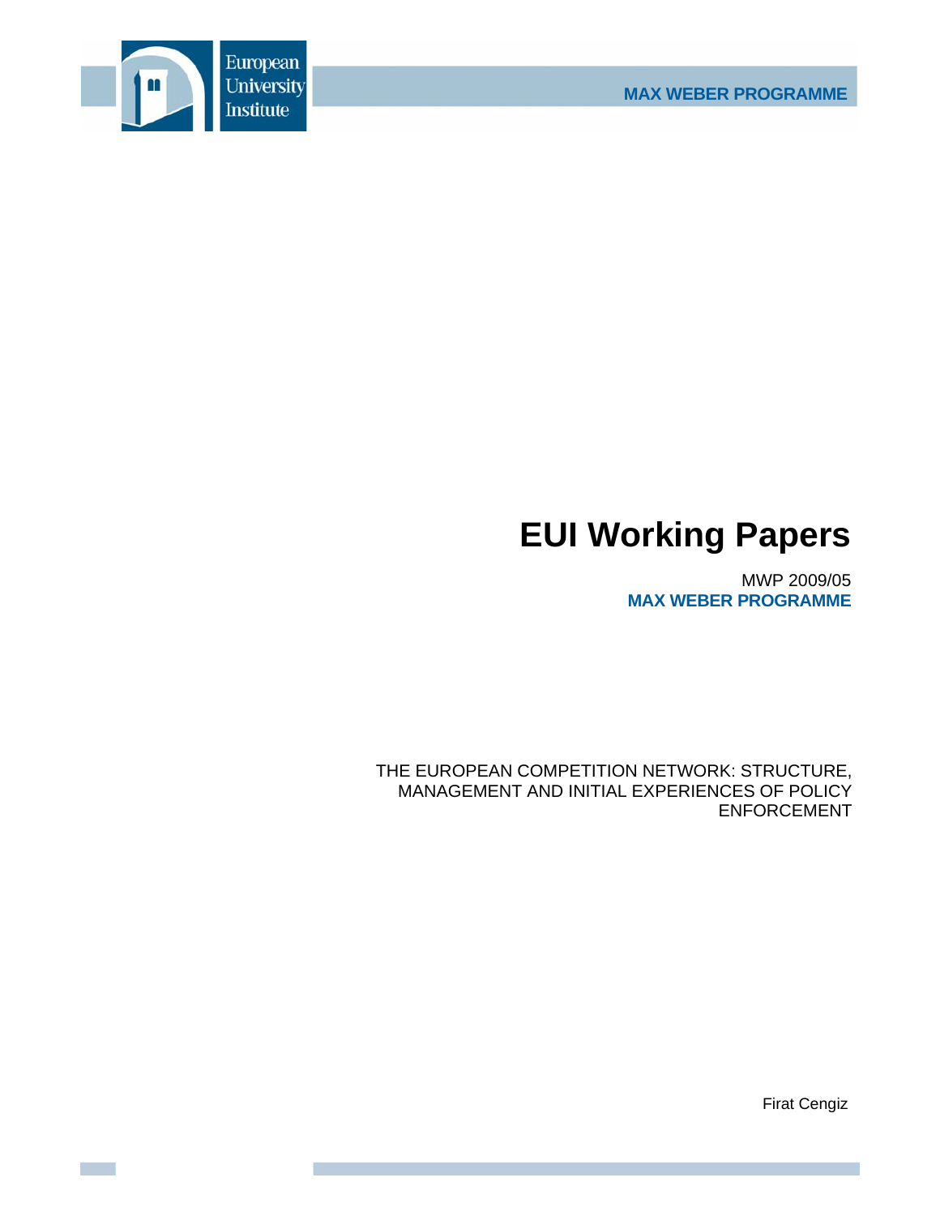European University Institute

MAX WEBER PROGRAMME

# EUI Working Papers

MWP 2009/05
**MAX WEBER PROGRAMME**

THE EUROPEAN COMPETITION NETWORK: STRUCTURE, MANAGEMENT AND INITIAL EXPERIENCES OF POLICY ENFORCEMENT

Firat Cengiz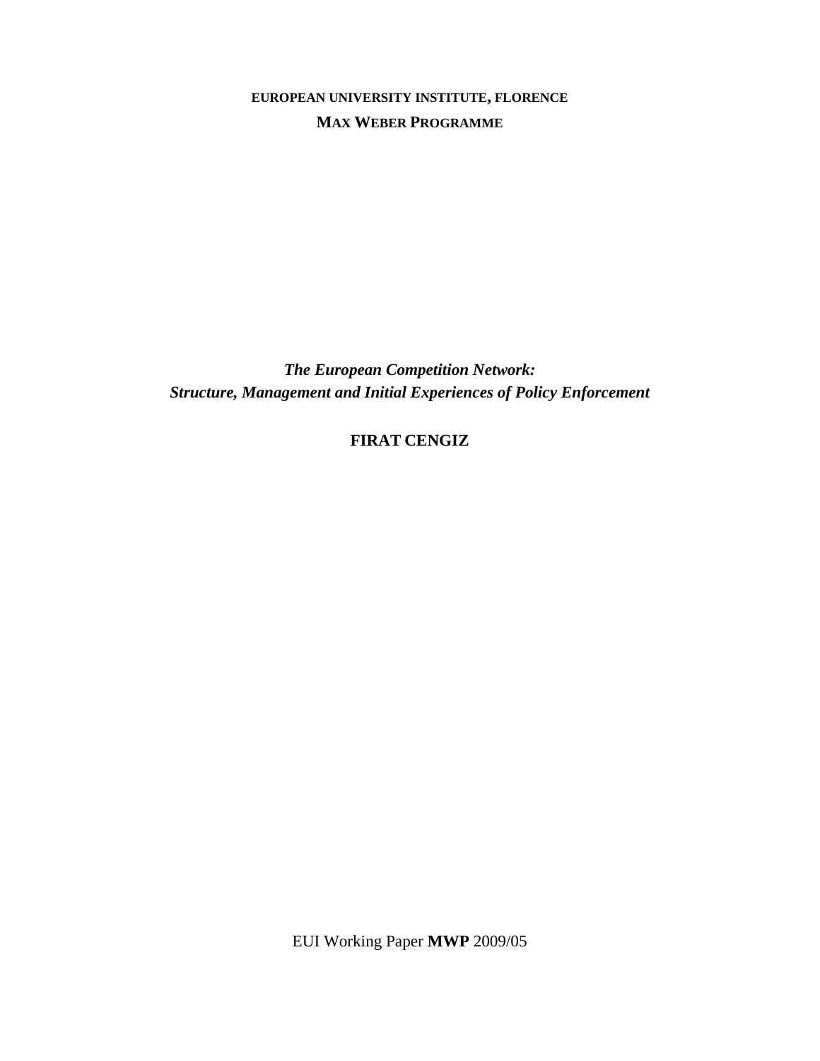**EUROPEAN UNIVERSITY INSTITUTE, FLORENCE**

**MAX WEBER PROGRAMME**

***The European Competition Network: Structure, Management and Initial Experiences of Policy Enforcement***

**FIRAT CENGIZ**

EUI Working Paper **MWP** 2009/05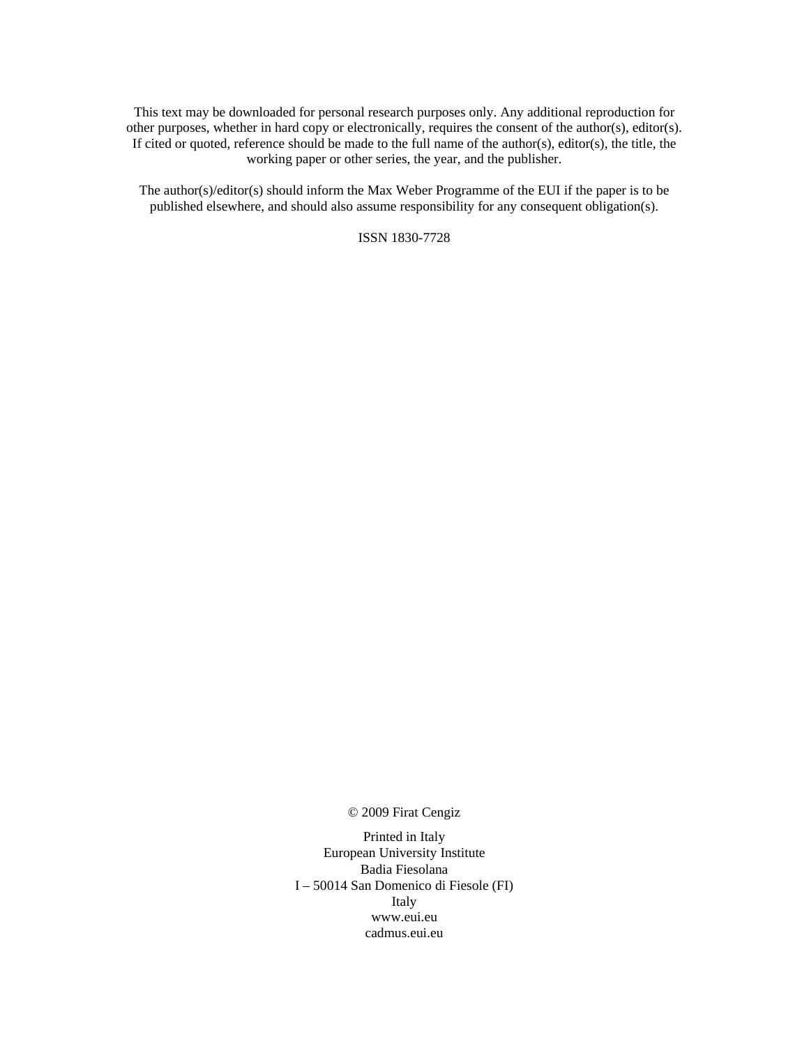This text may be downloaded for personal research purposes only. Any additional reproduction for other purposes, whether in hard copy or electronically, requires the consent of the author(s), editor(s). If cited or quoted, reference should be made to the full name of the author(s), editor(s), the title, the working paper or other series, the year, and the publisher.

The author(s)/editor(s) should inform the Max Weber Programme of the EUI if the paper is to be published elsewhere, and should also assume responsibility for any consequent obligation(s).

ISSN 1830-7728

© 2009 Firat Cengiz

Printed in Italy
European University Institute
Badia Fiesolana
I – 50014 San Domenico di Fiesole (FI)
Italy
www.eui.eu
cadmus.eui.eu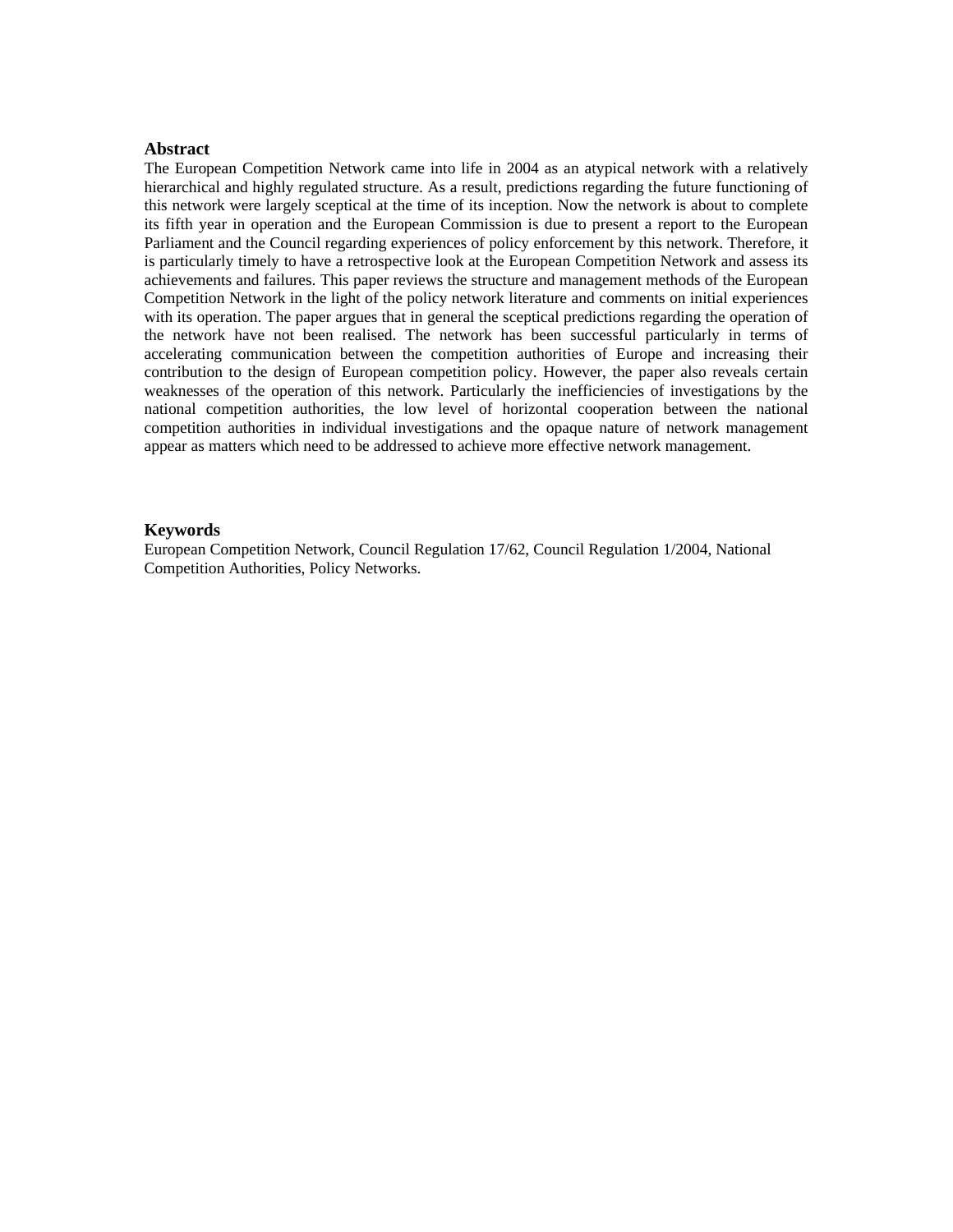## Abstract

The European Competition Network came into life in 2004 as an atypical network with a relatively hierarchical and highly regulated structure. As a result, predictions regarding the future functioning of this network were largely sceptical at the time of its inception. Now the network is about to complete its fifth year in operation and the European Commission is due to present a report to the European Parliament and the Council regarding experiences of policy enforcement by this network. Therefore, it is particularly timely to have a retrospective look at the European Competition Network and assess its achievements and failures. This paper reviews the structure and management methods of the European Competition Network in the light of the policy network literature and comments on initial experiences with its operation. The paper argues that in general the sceptical predictions regarding the operation of the network have not been realised. The network has been successful particularly in terms of accelerating communication between the competition authorities of Europe and increasing their contribution to the design of European competition policy. However, the paper also reveals certain weaknesses of the operation of this network. Particularly the inefficiencies of investigations by the national competition authorities, the low level of horizontal cooperation between the national competition authorities in individual investigations and the opaque nature of network management appear as matters which need to be addressed to achieve more effective network management.

## Keywords

European Competition Network, Council Regulation 17/62, Council Regulation 1/2004, National Competition Authorities, Policy Networks.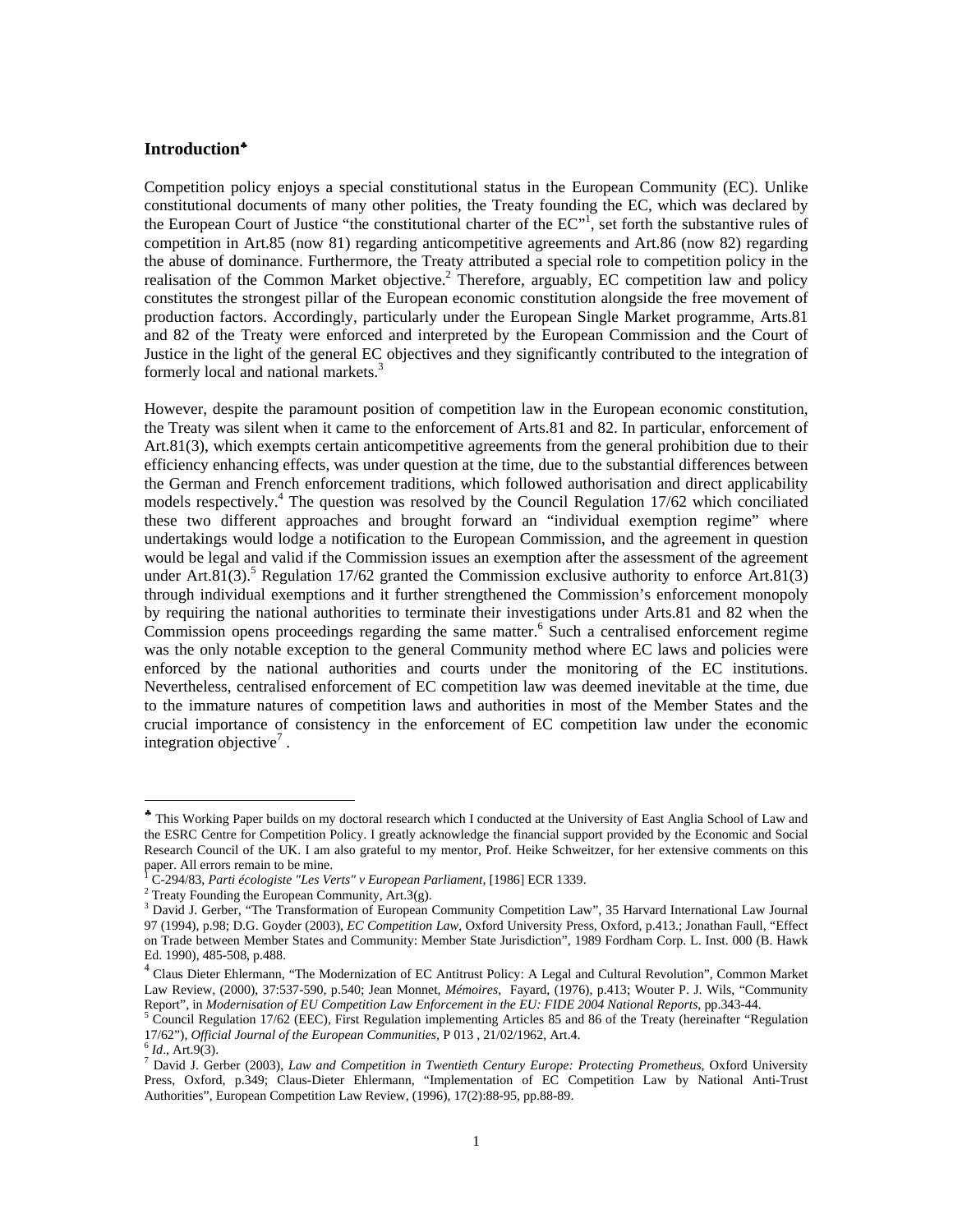## Introduction[♣]

Competition policy enjoys a special constitutional status in the European Community (EC). Unlike constitutional documents of many other polities, the Treaty founding the EC, which was declared by the European Court of Justice "the constitutional charter of the EC"[1], set forth the substantive rules of competition in Art.85 (now 81) regarding anticompetitive agreements and Art.86 (now 82) regarding the abuse of dominance. Furthermore, the Treaty attributed a special role to competition policy in the realisation of the Common Market objective.[2] Therefore, arguably, EC competition law and policy constitutes the strongest pillar of the European economic constitution alongside the free movement of production factors. Accordingly, particularly under the European Single Market programme, Arts.81 and 82 of the Treaty were enforced and interpreted by the European Commission and the Court of Justice in the light of the general EC objectives and they significantly contributed to the integration of formerly local and national markets.[3]

However, despite the paramount position of competition law in the European economic constitution, the Treaty was silent when it came to the enforcement of Arts.81 and 82. In particular, enforcement of Art.81(3), which exempts certain anticompetitive agreements from the general prohibition due to their efficiency enhancing effects, was under question at the time, due to the substantial differences between the German and French enforcement traditions, which followed authorisation and direct applicability models respectively.[4] The question was resolved by the Council Regulation 17/62 which conciliated these two different approaches and brought forward an "individual exemption regime" where undertakings would lodge a notification to the European Commission, and the agreement in question would be legal and valid if the Commission issues an exemption after the assessment of the agreement under Art.81(3).[5] Regulation 17/62 granted the Commission exclusive authority to enforce Art.81(3) through individual exemptions and it further strengthened the Commission's enforcement monopoly by requiring the national authorities to terminate their investigations under Arts.81 and 82 when the Commission opens proceedings regarding the same matter.[6] Such a centralised enforcement regime was the only notable exception to the general Community method where EC laws and policies were enforced by the national authorities and courts under the monitoring of the EC institutions. Nevertheless, centralised enforcement of EC competition law was deemed inevitable at the time, due to the immature natures of competition laws and authorities in most of the Member States and the crucial importance of consistency in the enforcement of EC competition law under the economic integration objective[7].

---

[♣] This Working Paper builds on my doctoral research which I conducted at the University of East Anglia School of Law and the ESRC Centre for Competition Policy. I greatly acknowledge the financial support provided by the Economic and Social Research Council of the UK. I am also grateful to my mentor, Prof. Heike Schweitzer, for her extensive comments on this paper. All errors remain to be mine.

[1] C-294/83, *Parti écologiste "Les Verts" v European Parliament*, [1986] ECR 1339.

[2] Treaty Founding the European Community, Art.3(g).

[3] David J. Gerber, "The Transformation of European Community Competition Law", 35 Harvard International Law Journal 97 (1994), p.98; D.G. Goyder (2003), *EC Competition Law*, Oxford University Press, Oxford, p.413.; Jonathan Faull, "Effect on Trade between Member States and Community: Member State Jurisdiction", 1989 Fordham Corp. L. Inst. 000 (B. Hawk Ed. 1990), 485-508, p.488.

[4] Claus Dieter Ehlermann, "The Modernization of EC Antitrust Policy: A Legal and Cultural Revolution", Common Market Law Review, (2000), 37:537-590, p.540; Jean Monnet, *Mémoires*, Fayard, (1976), p.413; Wouter P. J. Wils, "Community Report", in *Modernisation of EU Competition Law Enforcement in the EU: FIDE 2004 National Reports*, pp.343-44.

[5] Council Regulation 17/62 (EEC), First Regulation implementing Articles 85 and 86 of the Treaty (hereinafter "Regulation 17/62"), *Official Journal of the European Communities*, P 013 , 21/02/1962, Art.4.

[6] *Id*., Art.9(3).

[7] David J. Gerber (2003), *Law and Competition in Twentieth Century Europe: Protecting Prometheus*, Oxford University Press, Oxford, p.349; Claus-Dieter Ehlermann, "Implementation of EC Competition Law by National Anti-Trust Authorities", European Competition Law Review, (1996), 17(2):88-95, pp.88-89.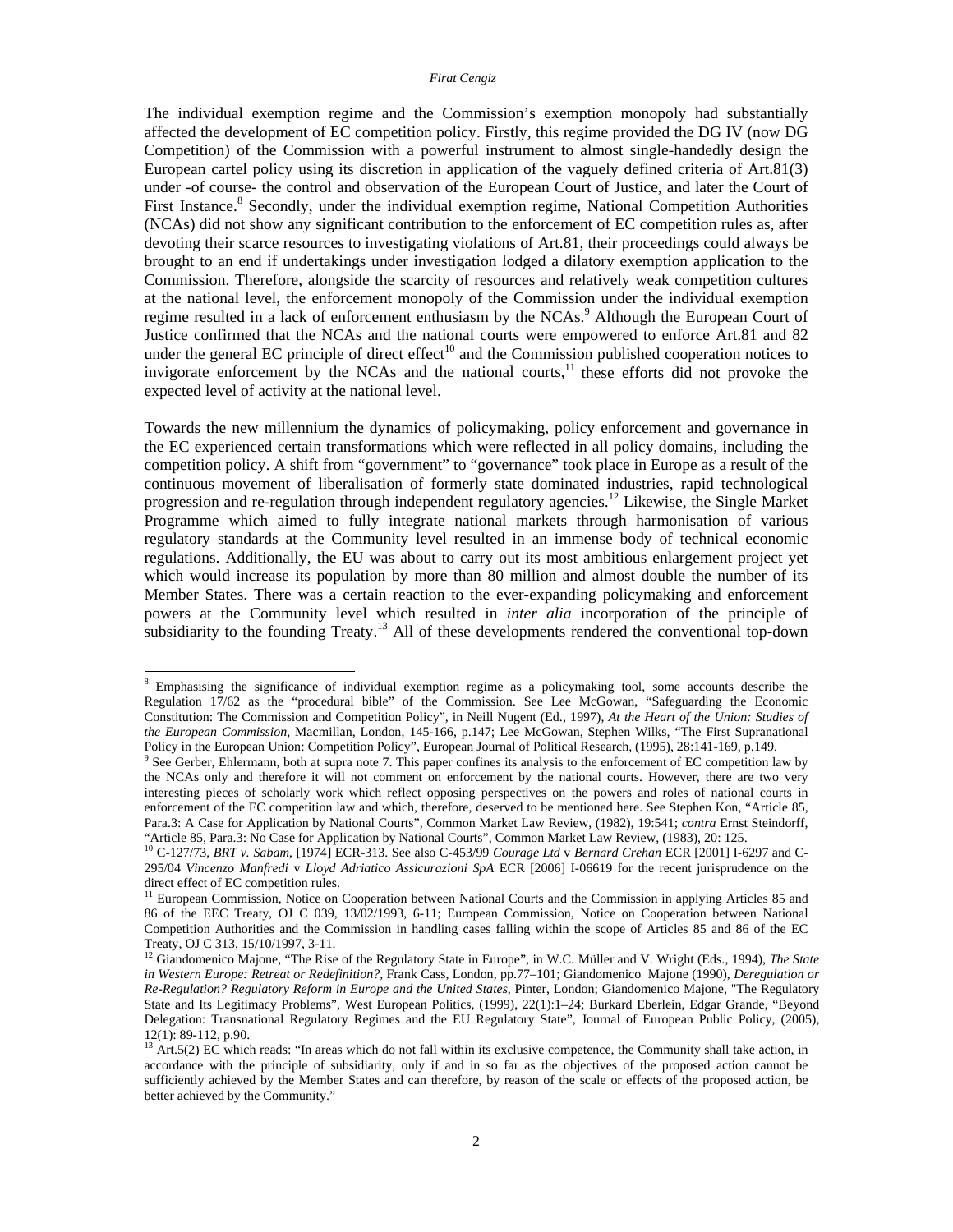The individual exemption regime and the Commission's exemption monopoly had substantially affected the development of EC competition policy. Firstly, this regime provided the DG IV (now DG Competition) of the Commission with a powerful instrument to almost single-handedly design the European cartel policy using its discretion in application of the vaguely defined criteria of Art.81(3) under -of course- the control and observation of the European Court of Justice, and later the Court of First Instance.[8] Secondly, under the individual exemption regime, National Competition Authorities (NCAs) did not show any significant contribution to the enforcement of EC competition rules as, after devoting their scarce resources to investigating violations of Art.81, their proceedings could always be brought to an end if undertakings under investigation lodged a dilatory exemption application to the Commission. Therefore, alongside the scarcity of resources and relatively weak competition cultures at the national level, the enforcement monopoly of the Commission under the individual exemption regime resulted in a lack of enforcement enthusiasm by the NCAs.[9] Although the European Court of Justice confirmed that the NCAs and the national courts were empowered to enforce Art.81 and 82 under the general EC principle of direct effect[10] and the Commission published cooperation notices to invigorate enforcement by the NCAs and the national courts,[11] these efforts did not provoke the expected level of activity at the national level.

Towards the new millennium the dynamics of policymaking, policy enforcement and governance in the EC experienced certain transformations which were reflected in all policy domains, including the competition policy. A shift from "government" to "governance" took place in Europe as a result of the continuous movement of liberalisation of formerly state dominated industries, rapid technological progression and re-regulation through independent regulatory agencies.[12] Likewise, the Single Market Programme which aimed to fully integrate national markets through harmonisation of various regulatory standards at the Community level resulted in an immense body of technical economic regulations. Additionally, the EU was about to carry out its most ambitious enlargement project yet which would increase its population by more than 80 million and almost double the number of its Member States. There was a certain reaction to the ever-expanding policymaking and enforcement powers at the Community level which resulted in *inter alia* incorporation of the principle of subsidiarity to the founding Treaty.[13] All of these developments rendered the conventional top-down

---

[8] Emphasising the significance of individual exemption regime as a policymaking tool, some accounts describe the Regulation 17/62 as the "procedural bible" of the Commission. See Lee McGowan, "Safeguarding the Economic Constitution: The Commission and Competition Policy", in Neill Nugent (Ed., 1997), *At the Heart of the Union: Studies of the European Commission*, Macmillan, London, 145-166, p.147; Lee McGowan, Stephen Wilks, "The First Supranational Policy in the European Union: Competition Policy", European Journal of Political Research, (1995), 28:141-169, p.149.

[9] See Gerber, Ehlermann, both at supra note 7. This paper confines its analysis to the enforcement of EC competition law by the NCAs only and therefore it will not comment on enforcement by the national courts. However, there are two very interesting pieces of scholarly work which reflect opposing perspectives on the powers and roles of national courts in enforcement of the EC competition law and which, therefore, deserved to be mentioned here. See Stephen Kon, "Article 85, Para.3: A Case for Application by National Courts", Common Market Law Review, (1982), 19:541; *contra* Ernst Steindorff, "Article 85, Para.3: No Case for Application by National Courts", Common Market Law Review, (1983), 20: 125.

[10] C-127/73, *BRT v. Sabam*, [1974] ECR-313. See also C-453/99 *Courage Ltd* v *Bernard Crehan* ECR [2001] I-6297 and C-295/04 *Vincenzo Manfredi* v *Lloyd Adriatico Assicurazioni SpA* ECR [2006] I-06619 for the recent jurisprudence on the direct effect of EC competition rules.

[11] European Commission, Notice on Cooperation between National Courts and the Commission in applying Articles 85 and 86 of the EEC Treaty, OJ C 039, 13/02/1993, 6-11; European Commission, Notice on Cooperation between National Competition Authorities and the Commission in handling cases falling within the scope of Articles 85 and 86 of the EC Treaty, OJ C 313, 15/10/1997, 3-11.

[12] Giandomenico Majone, "The Rise of the Regulatory State in Europe", in W.C. Müller and V. Wright (Eds., 1994), *The State in Western Europe: Retreat or Redefinition?*, Frank Cass, London, pp.77–101; Giandomenico Majone (1990), *Deregulation or Re-Regulation? Regulatory Reform in Europe and the United States*, Pinter, London; Giandomenico Majone, "The Regulatory State and Its Legitimacy Problems", West European Politics, (1999), 22(1):1–24; Burkard Eberlein, Edgar Grande, "Beyond Delegation: Transnational Regulatory Regimes and the EU Regulatory State", Journal of European Public Policy, (2005), 12(1): 89-112, p.90.

[13] Art.5(2) EC which reads: "In areas which do not fall within its exclusive competence, the Community shall take action, in accordance with the principle of subsidiarity, only if and in so far as the objectives of the proposed action cannot be sufficiently achieved by the Member States and can therefore, by reason of the scale or effects of the proposed action, be better achieved by the Community."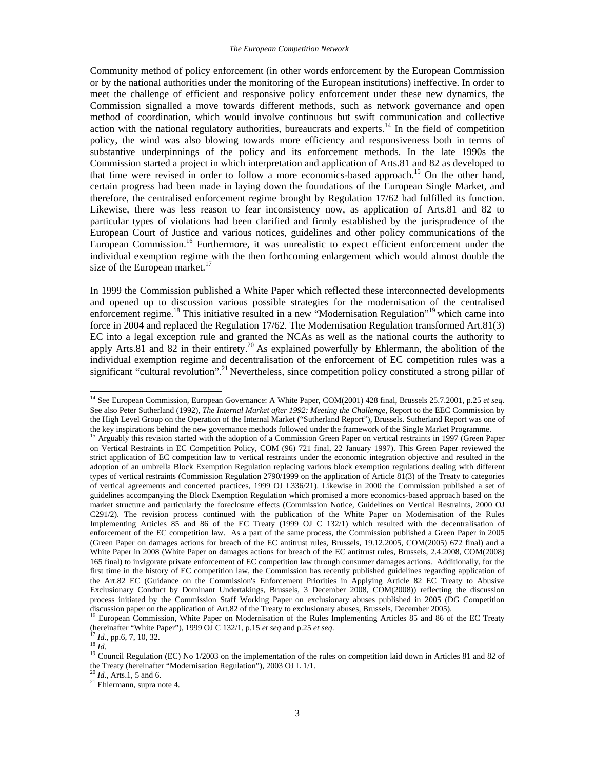Community method of policy enforcement (in other words enforcement by the European Commission or by the national authorities under the monitoring of the European institutions) ineffective. In order to meet the challenge of efficient and responsive policy enforcement under these new dynamics, the Commission signalled a move towards different methods, such as network governance and open method of coordination, which would involve continuous but swift communication and collective action with the national regulatory authorities, bureaucrats and experts.[14] In the field of competition policy, the wind was also blowing towards more efficiency and responsiveness both in terms of substantive underpinnings of the policy and its enforcement methods. In the late 1990s the Commission started a project in which interpretation and application of Arts.81 and 82 as developed to that time were revised in order to follow a more economics-based approach.[15] On the other hand, certain progress had been made in laying down the foundations of the European Single Market, and therefore, the centralised enforcement regime brought by Regulation 17/62 had fulfilled its function. Likewise, there was less reason to fear inconsistency now, as application of Arts.81 and 82 to particular types of violations had been clarified and firmly established by the jurisprudence of the European Court of Justice and various notices, guidelines and other policy communications of the European Commission.[16] Furthermore, it was unrealistic to expect efficient enforcement under the individual exemption regime with the then forthcoming enlargement which would almost double the size of the European market.[17]

In 1999 the Commission published a White Paper which reflected these interconnected developments and opened up to discussion various possible strategies for the modernisation of the centralised enforcement regime.[18] This initiative resulted in a new "Modernisation Regulation"[19] which came into force in 2004 and replaced the Regulation 17/62. The Modernisation Regulation transformed Art.81(3) EC into a legal exception rule and granted the NCAs as well as the national courts the authority to apply Arts.81 and 82 in their entirety.[20] As explained powerfully by Ehlermann, the abolition of the individual exemption regime and decentralisation of the enforcement of EC competition rules was a significant "cultural revolution".[21] Nevertheless, since competition policy constituted a strong pillar of

---

[14] See European Commission, European Governance: A White Paper, COM(2001) 428 final, Brussels 25.7.2001, p.25 *et seq*. See also Peter Sutherland (1992), *The Internal Market after 1992: Meeting the Challenge*, Report to the EEC Commission by the High Level Group on the Operation of the Internal Market ("Sutherland Report"), Brussels. Sutherland Report was one of the key inspirations behind the new governance methods followed under the framework of the Single Market Programme.

[15] Arguably this revision started with the adoption of a Commission Green Paper on vertical restraints in 1997 (Green Paper on Vertical Restraints in EC Competition Policy, COM (96) 721 final, 22 January 1997). This Green Paper reviewed the strict application of EC competition law to vertical restraints under the economic integration objective and resulted in the adoption of an umbrella Block Exemption Regulation replacing various block exemption regulations dealing with different types of vertical restraints (Commission Regulation 2790/1999 on the application of Article 81(3) of the Treaty to categories of vertical agreements and concerted practices, 1999 OJ L336/21). Likewise in 2000 the Commission published a set of guidelines accompanying the Block Exemption Regulation which promised a more economics-based approach based on the market structure and particularly the foreclosure effects (Commission Notice, Guidelines on Vertical Restraints, 2000 OJ C291/2). The revision process continued with the publication of the White Paper on Modernisation of the Rules Implementing Articles 85 and 86 of the EC Treaty (1999 OJ C 132/1) which resulted with the decentralisation of enforcement of the EC competition law. As a part of the same process, the Commission published a Green Paper in 2005 (Green Paper on damages actions for breach of the EC antitrust rules, Brussels, 19.12.2005, COM(2005) 672 final) and a White Paper in 2008 (White Paper on damages actions for breach of the EC antitrust rules, Brussels, 2.4.2008, COM(2008) 165 final) to invigorate private enforcement of EC competition law through consumer damages actions. Additionally, for the first time in the history of EC competition law, the Commission has recently published guidelines regarding application of the Art.82 EC (Guidance on the Commission's Enforcement Priorities in Applying Article 82 EC Treaty to Abusive Exclusionary Conduct by Dominant Undertakings, Brussels, 3 December 2008, COM(2008)) reflecting the discussion process initiated by the Commission Staff Working Paper on exclusionary abuses published in 2005 (DG Competition discussion paper on the application of Art.82 of the Treaty to exclusionary abuses, Brussels, December 2005).

[16] European Commission, White Paper on Modernisation of the Rules Implementing Articles 85 and 86 of the EC Treaty (hereinafter "White Paper"), 1999 OJ C 132/1, p.15 *et seq* and p.25 *et seq*.

[17] *Id*., pp.6, 7, 10, 32.

[18] *Id*.

[19] Council Regulation (EC) No 1/2003 on the implementation of the rules on competition laid down in Articles 81 and 82 of the Treaty (hereinafter "Modernisation Regulation"), 2003 OJ L 1/1.

[20] *Id*., Arts.1, 5 and 6.

[21] Ehlermann, supra note 4.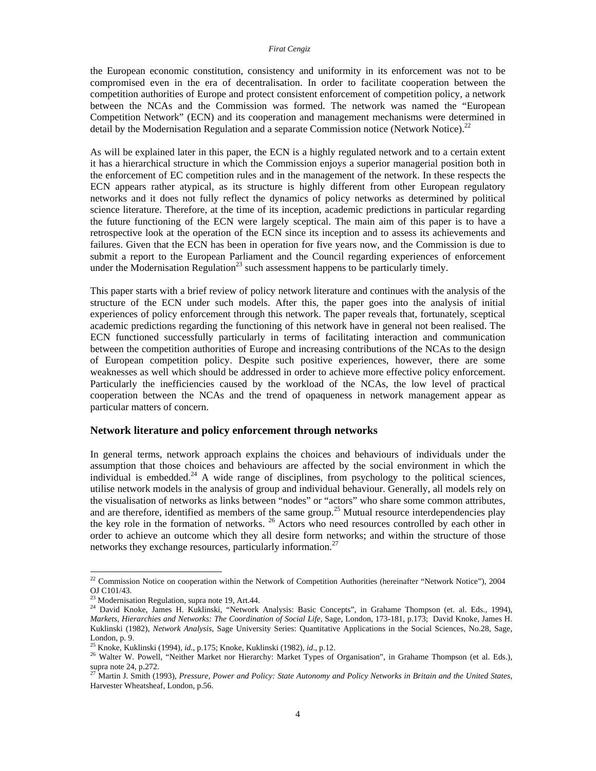the European economic constitution, consistency and uniformity in its enforcement was not to be compromised even in the era of decentralisation. In order to facilitate cooperation between the competition authorities of Europe and protect consistent enforcement of competition policy, a network between the NCAs and the Commission was formed. The network was named the "European Competition Network" (ECN) and its cooperation and management mechanisms were determined in detail by the Modernisation Regulation and a separate Commission notice (Network Notice).[22]

As will be explained later in this paper, the ECN is a highly regulated network and to a certain extent it has a hierarchical structure in which the Commission enjoys a superior managerial position both in the enforcement of EC competition rules and in the management of the network. In these respects the ECN appears rather atypical, as its structure is highly different from other European regulatory networks and it does not fully reflect the dynamics of policy networks as determined by political science literature. Therefore, at the time of its inception, academic predictions in particular regarding the future functioning of the ECN were largely sceptical. The main aim of this paper is to have a retrospective look at the operation of the ECN since its inception and to assess its achievements and failures. Given that the ECN has been in operation for five years now, and the Commission is due to submit a report to the European Parliament and the Council regarding experiences of enforcement under the Modernisation Regulation[23] such assessment happens to be particularly timely.

This paper starts with a brief review of policy network literature and continues with the analysis of the structure of the ECN under such models. After this, the paper goes into the analysis of initial experiences of policy enforcement through this network. The paper reveals that, fortunately, sceptical academic predictions regarding the functioning of this network have in general not been realised. The ECN functioned successfully particularly in terms of facilitating interaction and communication between the competition authorities of Europe and increasing contributions of the NCAs to the design of European competition policy. Despite such positive experiences, however, there are some weaknesses as well which should be addressed in order to achieve more effective policy enforcement. Particularly the inefficiencies caused by the workload of the NCAs, the low level of practical cooperation between the NCAs and the trend of opaqueness in network management appear as particular matters of concern.

### Network literature and policy enforcement through networks

In general terms, network approach explains the choices and behaviours of individuals under the assumption that those choices and behaviours are affected by the social environment in which the individual is embedded.[24] A wide range of disciplines, from psychology to the political sciences, utilise network models in the analysis of group and individual behaviour. Generally, all models rely on the visualisation of networks as links between "nodes" or "actors" who share some common attributes, and are therefore, identified as members of the same group.[25] Mutual resource interdependencies play the key role in the formation of networks. [26] Actors who need resources controlled by each other in order to achieve an outcome which they all desire form networks; and within the structure of those networks they exchange resources, particularly information.[27]

---

[22] Commission Notice on cooperation within the Network of Competition Authorities (hereinafter "Network Notice"), 2004 OJ C101/43.

[23] Modernisation Regulation, supra note 19, Art.44.

[24] David Knoke, James H. Kuklinski, "Network Analysis: Basic Concepts", in Grahame Thompson (et. al. Eds., 1994), *Markets, Hierarchies and Networks: The Coordination of Social Life*, Sage, London, 173-181, p.173; David Knoke, James H. Kuklinski (1982), *Network Analysis*, Sage University Series: Quantitative Applications in the Social Sciences, No.28, Sage, London, p. 9.

[25] Knoke, Kuklinski (1994), *id*., p.175; Knoke, Kuklinski (1982), *id*., p.12.

[26] Walter W. Powell, "Neither Market nor Hierarchy: Market Types of Organisation", in Grahame Thompson (et al. Eds.), supra note 24, p.272.

[27] Martin J. Smith (1993), *Pressure, Power and Policy: State Autonomy and Policy Networks in Britain and the United States*, Harvester Wheatsheaf, London, p.56.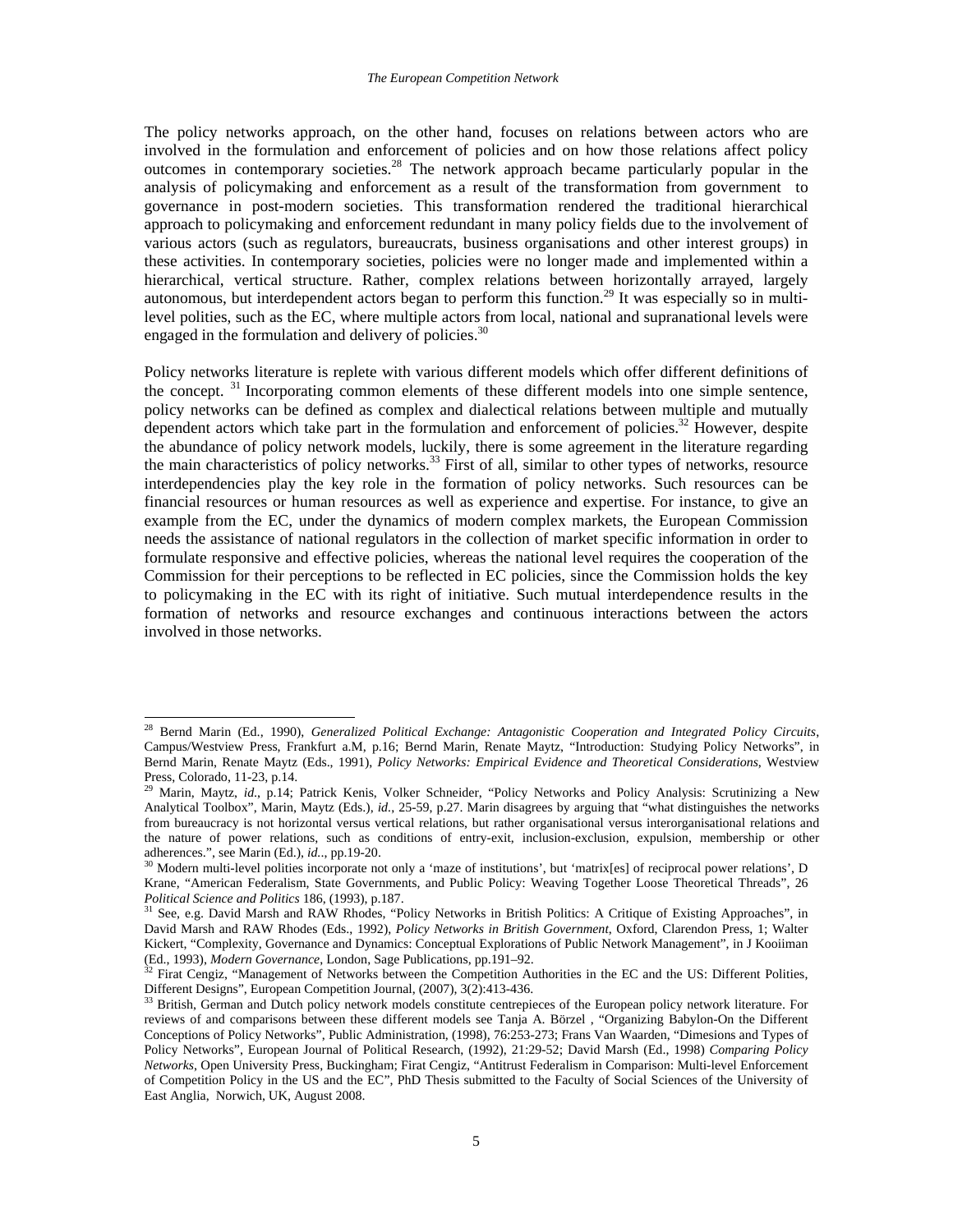The policy networks approach, on the other hand, focuses on relations between actors who are involved in the formulation and enforcement of policies and on how those relations affect policy outcomes in contemporary societies.[28] The network approach became particularly popular in the analysis of policymaking and enforcement as a result of the transformation from government to governance in post-modern societies. This transformation rendered the traditional hierarchical approach to policymaking and enforcement redundant in many policy fields due to the involvement of various actors (such as regulators, bureaucrats, business organisations and other interest groups) in these activities. In contemporary societies, policies were no longer made and implemented within a hierarchical, vertical structure. Rather, complex relations between horizontally arrayed, largely autonomous, but interdependent actors began to perform this function.[29] It was especially so in multi-level polities, such as the EC, where multiple actors from local, national and supranational levels were engaged in the formulation and delivery of policies.[30]

Policy networks literature is replete with various different models which offer different definitions of the concept. [31] Incorporating common elements of these different models into one simple sentence, policy networks can be defined as complex and dialectical relations between multiple and mutually dependent actors which take part in the formulation and enforcement of policies.[32] However, despite the abundance of policy network models, luckily, there is some agreement in the literature regarding the main characteristics of policy networks.[33] First of all, similar to other types of networks, resource interdependencies play the key role in the formation of policy networks. Such resources can be financial resources or human resources as well as experience and expertise. For instance, to give an example from the EC, under the dynamics of modern complex markets, the European Commission needs the assistance of national regulators in the collection of market specific information in order to formulate responsive and effective policies, whereas the national level requires the cooperation of the Commission for their perceptions to be reflected in EC policies, since the Commission holds the key to policymaking in the EC with its right of initiative. Such mutual interdependence results in the formation of networks and resource exchanges and continuous interactions between the actors involved in those networks.

---

[28] Bernd Marin (Ed., 1990), *Generalized Political Exchange: Antagonistic Cooperation and Integrated Policy Circuits*, Campus/Westview Press, Frankfurt a.M, p.16; Bernd Marin, Renate Maytz, "Introduction: Studying Policy Networks", in Bernd Marin, Renate Maytz (Eds., 1991), *Policy Networks: Empirical Evidence and Theoretical Considerations*, Westview Press, Colorado, 11-23, p.14.

[29] Marin, Maytz, *id*., p.14; Patrick Kenis, Volker Schneider, "Policy Networks and Policy Analysis: Scrutinizing a New Analytical Toolbox", Marin, Maytz (Eds.), *id.*, 25-59, p.27. Marin disagrees by arguing that "what distinguishes the networks from bureaucracy is not horizontal versus vertical relations, but rather organisational versus interorganisational relations and the nature of power relations, such as conditions of entry-exit, inclusion-exclusion, expulsion, membership or other adherences.", see Marin (Ed.), *id..*, pp.19-20.

[30] Modern multi-level polities incorporate not only a 'maze of institutions', but 'matrix[es] of reciprocal power relations', D Krane, "American Federalism, State Governments, and Public Policy: Weaving Together Loose Theoretical Threads", 26 *Political Science and Politics* 186, (1993), p.187.

[31] See, e.g. David Marsh and RAW Rhodes, "Policy Networks in British Politics: A Critique of Existing Approaches", in David Marsh and RAW Rhodes (Eds., 1992), *Policy Networks in British Government*, Oxford, Clarendon Press, 1; Walter Kickert, "Complexity, Governance and Dynamics: Conceptual Explorations of Public Network Management", in J Kooiiman (Ed., 1993), *Modern Governance*, London, Sage Publications, pp.191–92.

[32] Firat Cengiz, "Management of Networks between the Competition Authorities in the EC and the US: Different Polities, Different Designs", European Competition Journal, (2007), 3(2):413-436.

[33] British, German and Dutch policy network models constitute centrepieces of the European policy network literature. For reviews of and comparisons between these different models see Tanja A. Börzel , "Organizing Babylon-On the Different Conceptions of Policy Networks", Public Administration, (1998), 76:253-273; Frans Van Waarden, "Dimesions and Types of Policy Networks", European Journal of Political Research, (1992), 21:29-52; David Marsh (Ed., 1998) *Comparing Policy Networks*, Open University Press, Buckingham; Firat Cengiz, "Antitrust Federalism in Comparison: Multi-level Enforcement of Competition Policy in the US and the EC", PhD Thesis submitted to the Faculty of Social Sciences of the University of East Anglia, Norwich, UK, August 2008.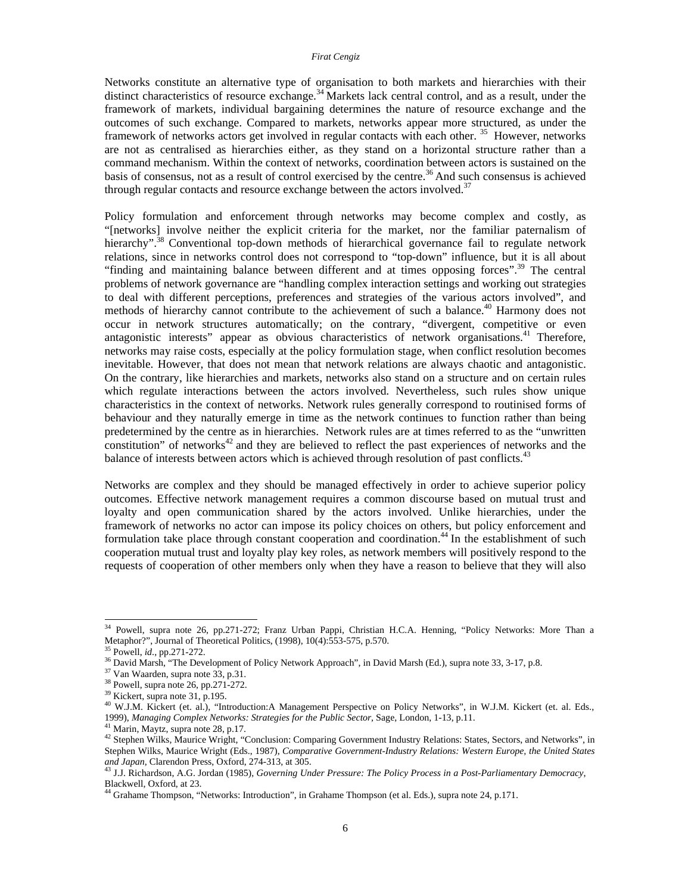Networks constitute an alternative type of organisation to both markets and hierarchies with their distinct characteristics of resource exchange.[34] Markets lack central control, and as a result, under the framework of markets, individual bargaining determines the nature of resource exchange and the outcomes of such exchange. Compared to markets, networks appear more structured, as under the framework of networks actors get involved in regular contacts with each other. [35] However, networks are not as centralised as hierarchies either, as they stand on a horizontal structure rather than a command mechanism. Within the context of networks, coordination between actors is sustained on the basis of consensus, not as a result of control exercised by the centre.[36] And such consensus is achieved through regular contacts and resource exchange between the actors involved.[37]

Policy formulation and enforcement through networks may become complex and costly, as "[networks] involve neither the explicit criteria for the market, nor the familiar paternalism of hierarchy".[38] Conventional top-down methods of hierarchical governance fail to regulate network relations, since in networks control does not correspond to "top-down" influence, but it is all about "finding and maintaining balance between different and at times opposing forces".[39] The central problems of network governance are "handling complex interaction settings and working out strategies to deal with different perceptions, preferences and strategies of the various actors involved", and methods of hierarchy cannot contribute to the achievement of such a balance.[40] Harmony does not occur in network structures automatically; on the contrary, "divergent, competitive or even antagonistic interests" appear as obvious characteristics of network organisations.[41] Therefore, networks may raise costs, especially at the policy formulation stage, when conflict resolution becomes inevitable. However, that does not mean that network relations are always chaotic and antagonistic. On the contrary, like hierarchies and markets, networks also stand on a structure and on certain rules which regulate interactions between the actors involved. Nevertheless, such rules show unique characteristics in the context of networks. Network rules generally correspond to routinised forms of behaviour and they naturally emerge in time as the network continues to function rather than being predetermined by the centre as in hierarchies. Network rules are at times referred to as the "unwritten constitution" of networks[42] and they are believed to reflect the past experiences of networks and the balance of interests between actors which is achieved through resolution of past conflicts.[43]

Networks are complex and they should be managed effectively in order to achieve superior policy outcomes. Effective network management requires a common discourse based on mutual trust and loyalty and open communication shared by the actors involved. Unlike hierarchies, under the framework of networks no actor can impose its policy choices on others, but policy enforcement and formulation take place through constant cooperation and coordination.[44] In the establishment of such cooperation mutual trust and loyalty play key roles, as network members will positively respond to the requests of cooperation of other members only when they have a reason to believe that they will also

---

[34] Powell, supra note 26, pp.271-272; Franz Urban Pappi, Christian H.C.A. Henning, "Policy Networks: More Than a Metaphor?", Journal of Theoretical Politics, (1998), 10(4):553-575, p.570.

[35] Powell, *id.*, pp.271-272.

[36] David Marsh, "The Development of Policy Network Approach", in David Marsh (Ed.), supra note 33, 3-17, p.8.

[37] Van Waarden, supra note 33, p.31.

[38] Powell, supra note 26, pp.271-272.

[39] Kickert, supra note 31, p.195.

[40] W.J.M. Kickert (et. al.), "Introduction:A Management Perspective on Policy Networks", in W.J.M. Kickert (et. al. Eds., 1999), *Managing Complex Networks: Strategies for the Public Sector*, Sage, London, 1-13, p.11.

[41] Marin, Maytz, supra note 28, p.17.

[42] Stephen Wilks, Maurice Wright, "Conclusion: Comparing Government Industry Relations: States, Sectors, and Networks", in Stephen Wilks, Maurice Wright (Eds., 1987), *Comparative Government-Industry Relations: Western Europe, the United States and Japan,* Clarendon Press, Oxford, 274-313, at 305.

[43] J.J. Richardson, A.G. Jordan (1985), *Governing Under Pressure: The Policy Process in a Post-Parliamentary Democracy*, Blackwell, Oxford, at 23.

[44] Grahame Thompson, "Networks: Introduction", in Grahame Thompson (et al. Eds.), supra note 24, p.171.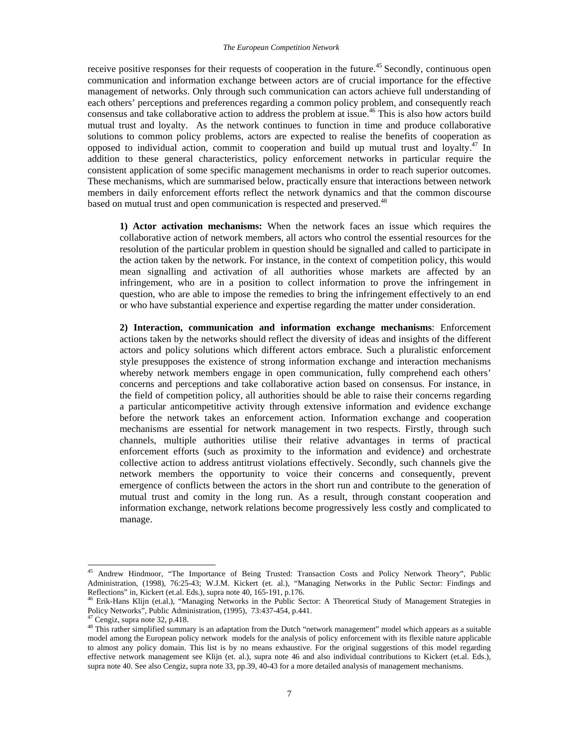receive positive responses for their requests of cooperation in the future.[45] Secondly, continuous open communication and information exchange between actors are of crucial importance for the effective management of networks. Only through such communication can actors achieve full understanding of each others' perceptions and preferences regarding a common policy problem, and consequently reach consensus and take collaborative action to address the problem at issue.[46] This is also how actors build mutual trust and loyalty. As the network continues to function in time and produce collaborative solutions to common policy problems, actors are expected to realise the benefits of cooperation as opposed to individual action, commit to cooperation and build up mutual trust and loyalty.[47] In addition to these general characteristics, policy enforcement networks in particular require the consistent application of some specific management mechanisms in order to reach superior outcomes. These mechanisms, which are summarised below, practically ensure that interactions between network members in daily enforcement efforts reflect the network dynamics and that the common discourse based on mutual trust and open communication is respected and preserved.[48]

> **1) Actor activation mechanisms:** When the network faces an issue which requires the collaborative action of network members, all actors who control the essential resources for the resolution of the particular problem in question should be signalled and called to participate in the action taken by the network. For instance, in the context of competition policy, this would mean signalling and activation of all authorities whose markets are affected by an infringement, who are in a position to collect information to prove the infringement in question, who are able to impose the remedies to bring the infringement effectively to an end or who have substantial experience and expertise regarding the matter under consideration.
>
> **2) Interaction, communication and information exchange mechanisms**: Enforcement actions taken by the networks should reflect the diversity of ideas and insights of the different actors and policy solutions which different actors embrace. Such a pluralistic enforcement style presupposes the existence of strong information exchange and interaction mechanisms whereby network members engage in open communication, fully comprehend each others' concerns and perceptions and take collaborative action based on consensus. For instance, in the field of competition policy, all authorities should be able to raise their concerns regarding a particular anticompetitive activity through extensive information and evidence exchange before the network takes an enforcement action. Information exchange and cooperation mechanisms are essential for network management in two respects. Firstly, through such channels, multiple authorities utilise their relative advantages in terms of practical enforcement efforts (such as proximity to the information and evidence) and orchestrate collective action to address antitrust violations effectively. Secondly, such channels give the network members the opportunity to voice their concerns and consequently, prevent emergence of conflicts between the actors in the short run and contribute to the generation of mutual trust and comity in the long run. As a result, through constant cooperation and information exchange, network relations become progressively less costly and complicated to manage.

---

[45] Andrew Hindmoor, "The Importance of Being Trusted: Transaction Costs and Policy Network Theory", Public Administration, (1998), 76:25-43; W.J.M. Kickert (et. al.), "Managing Networks in the Public Sector: Findings and Reflections" in, Kickert (et.al. Eds.), supra note 40, 165-191, p.176.

[46] Erik-Hans Klijn (et.al.), "Managing Networks in the Public Sector: A Theoretical Study of Management Strategies in Policy Networks", Public Administration, (1995), 73:437-454, p.441.

[47] Cengiz, supra note 32, p.418.

[48] This rather simplified summary is an adaptation from the Dutch "network management" model which appears as a suitable model among the European policy network models for the analysis of policy enforcement with its flexible nature applicable to almost any policy domain. This list is by no means exhaustive. For the original suggestions of this model regarding effective network management see Klijn (et. al.), supra note 46 and also individual contributions to Kickert (et.al. Eds.), supra note 40. See also Cengiz, supra note 33, pp.39, 40-43 for a more detailed analysis of management mechanisms.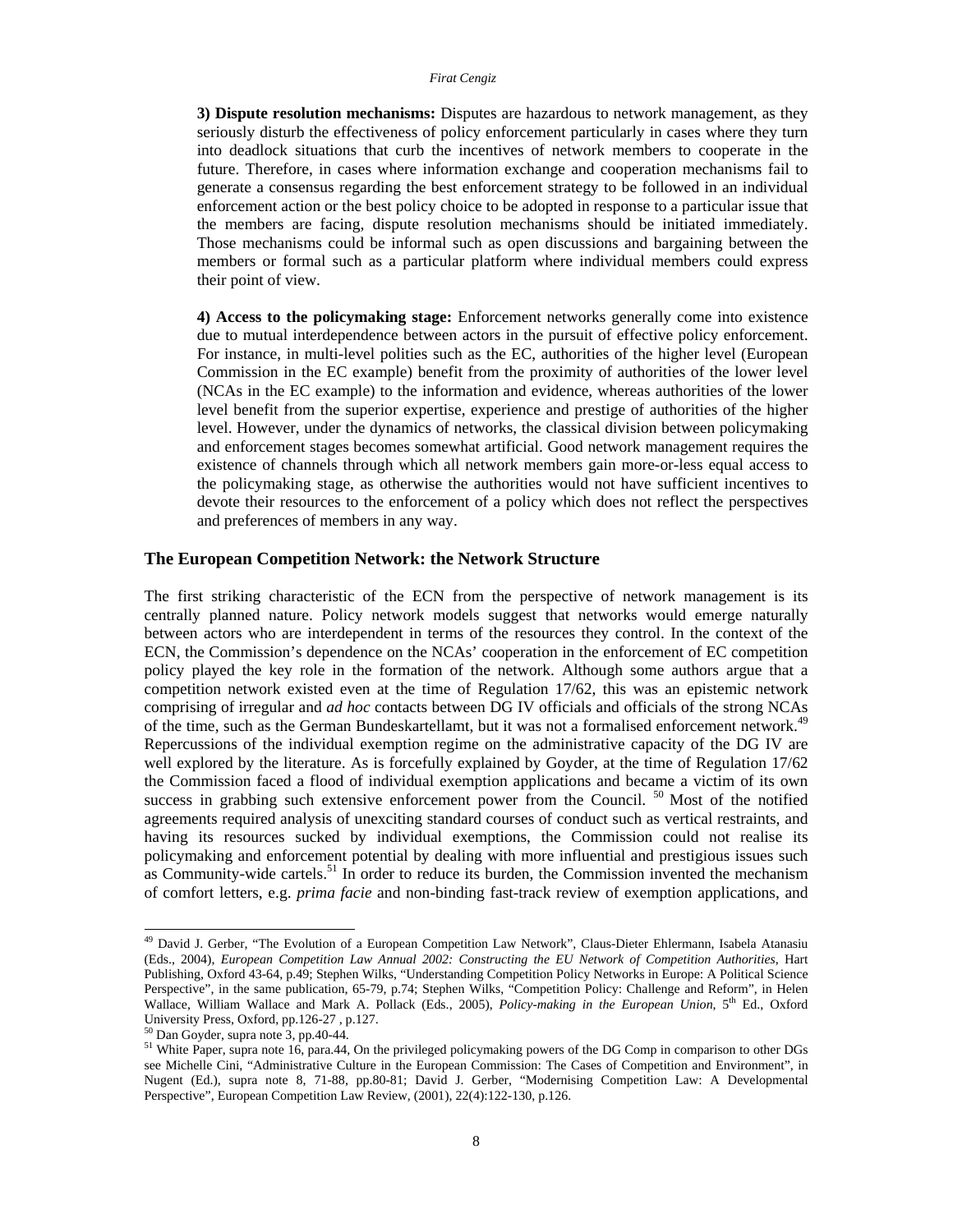**3) Dispute resolution mechanisms:** Disputes are hazardous to network management, as they seriously disturb the effectiveness of policy enforcement particularly in cases where they turn into deadlock situations that curb the incentives of network members to cooperate in the future. Therefore, in cases where information exchange and cooperation mechanisms fail to generate a consensus regarding the best enforcement strategy to be followed in an individual enforcement action or the best policy choice to be adopted in response to a particular issue that the members are facing, dispute resolution mechanisms should be initiated immediately. Those mechanisms could be informal such as open discussions and bargaining between the members or formal such as a particular platform where individual members could express their point of view.

**4) Access to the policymaking stage:** Enforcement networks generally come into existence due to mutual interdependence between actors in the pursuit of effective policy enforcement. For instance, in multi-level polities such as the EC, authorities of the higher level (European Commission in the EC example) benefit from the proximity of authorities of the lower level (NCAs in the EC example) to the information and evidence, whereas authorities of the lower level benefit from the superior expertise, experience and prestige of authorities of the higher level. However, under the dynamics of networks, the classical division between policymaking and enforcement stages becomes somewhat artificial. Good network management requires the existence of channels through which all network members gain more-or-less equal access to the policymaking stage, as otherwise the authorities would not have sufficient incentives to devote their resources to the enforcement of a policy which does not reflect the perspectives and preferences of members in any way.

## The European Competition Network: the Network Structure

The first striking characteristic of the ECN from the perspective of network management is its centrally planned nature. Policy network models suggest that networks would emerge naturally between actors who are interdependent in terms of the resources they control. In the context of the ECN, the Commission's dependence on the NCAs' cooperation in the enforcement of EC competition policy played the key role in the formation of the network. Although some authors argue that a competition network existed even at the time of Regulation 17/62, this was an epistemic network comprising of irregular and *ad hoc* contacts between DG IV officials and officials of the strong NCAs of the time, such as the German Bundeskartellamt, but it was not a formalised enforcement network.[49] Repercussions of the individual exemption regime on the administrative capacity of the DG IV are well explored by the literature. As is forcefully explained by Goyder, at the time of Regulation 17/62 the Commission faced a flood of individual exemption applications and became a victim of its own success in grabbing such extensive enforcement power from the Council.[50] Most of the notified agreements required analysis of unexciting standard courses of conduct such as vertical restraints, and having its resources sucked by individual exemptions, the Commission could not realise its policymaking and enforcement potential by dealing with more influential and prestigious issues such as Community-wide cartels.[51] In order to reduce its burden, the Commission invented the mechanism of comfort letters, e.g. *prima facie* and non-binding fast-track review of exemption applications, and

---

[49] David J. Gerber, "The Evolution of a European Competition Law Network", Claus-Dieter Ehlermann, Isabela Atanasiu (Eds., 2004), *European Competition Law Annual 2002: Constructing the EU Network of Competition Authorities*, Hart Publishing, Oxford 43-64, p.49; Stephen Wilks, "Understanding Competition Policy Networks in Europe: A Political Science Perspective", in the same publication, 65-79, p.74; Stephen Wilks, "Competition Policy: Challenge and Reform", in Helen Wallace, William Wallace and Mark A. Pollack (Eds., 2005), *Policy-making in the European Union*, 5th Ed., Oxford University Press, Oxford, pp.126-27 , p.127.

[50] Dan Goyder, supra note 3, pp.40-44.

[51] White Paper, supra note 16, para.44, On the privileged policymaking powers of the DG Comp in comparison to other DGs see Michelle Cini, "Administrative Culture in the European Commission: The Cases of Competition and Environment", in Nugent (Ed.), supra note 8, 71-88, pp.80-81; David J. Gerber, "Modernising Competition Law: A Developmental Perspective", European Competition Law Review, (2001), 22(4):122-130, p.126.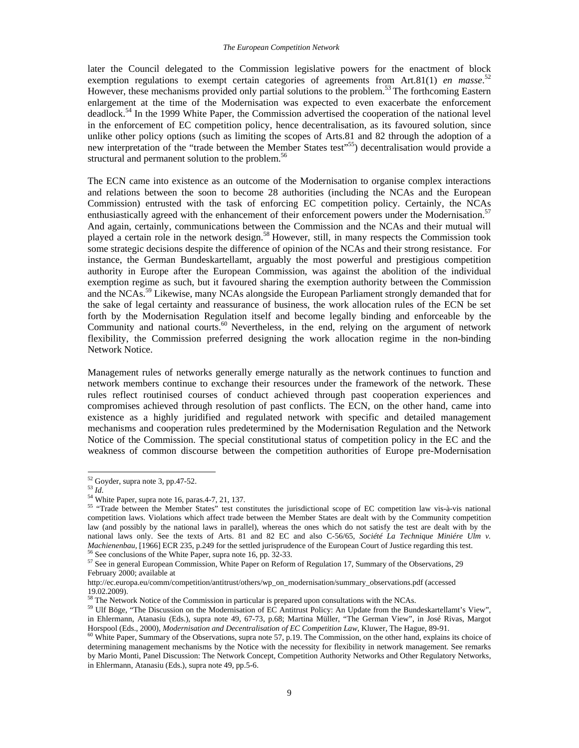later the Council delegated to the Commission legislative powers for the enactment of block exemption regulations to exempt certain categories of agreements from Art.81(1) *en masse*.[52] However, these mechanisms provided only partial solutions to the problem.[53] The forthcoming Eastern enlargement at the time of the Modernisation was expected to even exacerbate the enforcement deadlock.[54] In the 1999 White Paper, the Commission advertised the cooperation of the national level in the enforcement of EC competition policy, hence decentralisation, as its favoured solution, since unlike other policy options (such as limiting the scopes of Arts.81 and 82 through the adoption of a new interpretation of the "trade between the Member States test"[55]) decentralisation would provide a structural and permanent solution to the problem.[56]

The ECN came into existence as an outcome of the Modernisation to organise complex interactions and relations between the soon to become 28 authorities (including the NCAs and the European Commission) entrusted with the task of enforcing EC competition policy. Certainly, the NCAs enthusiastically agreed with the enhancement of their enforcement powers under the Modernisation.[57] And again, certainly, communications between the Commission and the NCAs and their mutual will played a certain role in the network design.[58] However, still, in many respects the Commission took some strategic decisions despite the difference of opinion of the NCAs and their strong resistance. For instance, the German Bundeskartellamt, arguably the most powerful and prestigious competition authority in Europe after the European Commission, was against the abolition of the individual exemption regime as such, but it favoured sharing the exemption authority between the Commission and the NCAs.[59] Likewise, many NCAs alongside the European Parliament strongly demanded that for the sake of legal certainty and reassurance of business, the work allocation rules of the ECN be set forth by the Modernisation Regulation itself and become legally binding and enforceable by the Community and national courts.[60] Nevertheless, in the end, relying on the argument of network flexibility, the Commission preferred designing the work allocation regime in the non-binding Network Notice.

Management rules of networks generally emerge naturally as the network continues to function and network members continue to exchange their resources under the framework of the network. These rules reflect routinised courses of conduct achieved through past cooperation experiences and compromises achieved through resolution of past conflicts. The ECN, on the other hand, came into existence as a highly juridified and regulated network with specific and detailed management mechanisms and cooperation rules predetermined by the Modernisation Regulation and the Network Notice of the Commission. The special constitutional status of competition policy in the EC and the weakness of common discourse between the competition authorities of Europe pre-Modernisation

---

[52] Goyder, supra note 3, pp.47-52.

[53] *Id*.

[54] White Paper, supra note 16, paras.4-7, 21, 137.

[55] "Trade between the Member States" test constitutes the jurisdictional scope of EC competition law vis-à-vis national competition laws. Violations which affect trade between the Member States are dealt with by the Community competition law (and possibly by the national laws in parallel), whereas the ones which do not satisfy the test are dealt with by the national laws only. See the texts of Arts. 81 and 82 EC and also C-56/65, *Société La Technique Miniére Ulm v. Machienenbau*, [1966] ECR 235, p.249 for the settled jurisprudence of the European Court of Justice regarding this test.

[56] See conclusions of the White Paper, supra note 16, pp. 32-33.

[57] See in general European Commission, White Paper on Reform of Regulation 17, Summary of the Observations, 29 February 2000; available at http://ec.europa.eu/comm/competition/antitrust/others/wp_on_modernisation/summary_observations.pdf (accessed 19.02.2009).

[58] The Network Notice of the Commission in particular is prepared upon consultations with the NCAs.

[59] Ulf Böge, "The Discussion on the Modernisation of EC Antitrust Policy: An Update from the Bundeskartellamt's View", in Ehlermann, Atanasiu (Eds.), supra note 49, 67-73, p.68; Martina Müller, "The German View", in José Rivas, Margot Horspool (Eds., 2000), *Modernisation and Decentralisation of EC Competition Law*, Kluwer, The Hague, 89-91.

[60] White Paper, Summary of the Observations, supra note 57, p.19. The Commission, on the other hand, explains its choice of determining management mechanisms by the Notice with the necessity for flexibility in network management. See remarks by Mario Monti, Panel Discussion: The Network Concept, Competition Authority Networks and Other Regulatory Networks, in Ehlermann, Atanasiu (Eds.), supra note 49, pp.5-6.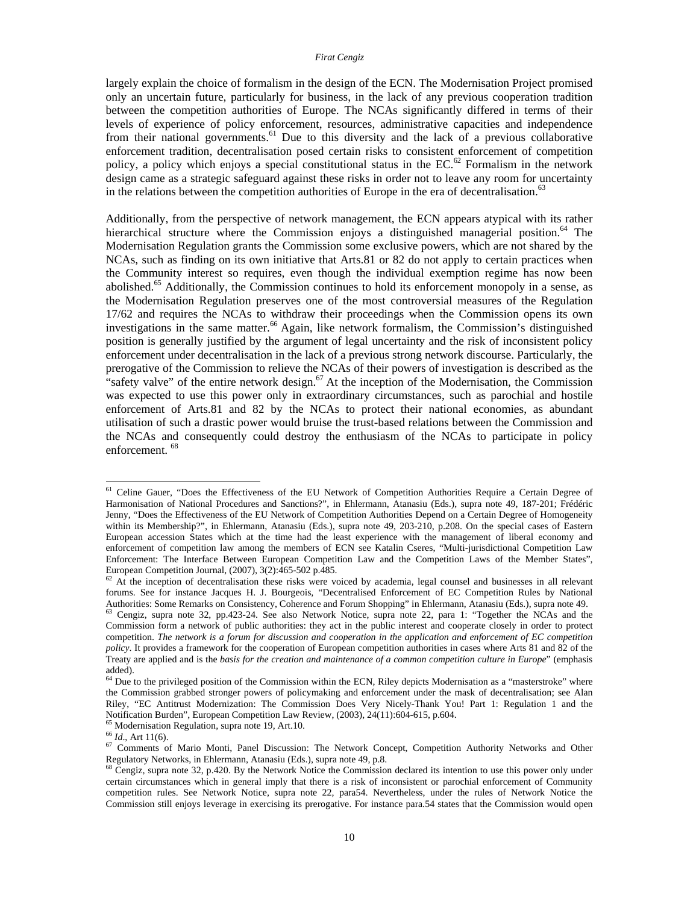largely explain the choice of formalism in the design of the ECN. The Modernisation Project promised only an uncertain future, particularly for business, in the lack of any previous cooperation tradition between the competition authorities of Europe. The NCAs significantly differed in terms of their levels of experience of policy enforcement, resources, administrative capacities and independence from their national governments.[61] Due to this diversity and the lack of a previous collaborative enforcement tradition, decentralisation posed certain risks to consistent enforcement of competition policy, a policy which enjoys a special constitutional status in the EC.[62] Formalism in the network design came as a strategic safeguard against these risks in order not to leave any room for uncertainty in the relations between the competition authorities of Europe in the era of decentralisation.[63]

Additionally, from the perspective of network management, the ECN appears atypical with its rather hierarchical structure where the Commission enjoys a distinguished managerial position.[64] The Modernisation Regulation grants the Commission some exclusive powers, which are not shared by the NCAs, such as finding on its own initiative that Arts.81 or 82 do not apply to certain practices when the Community interest so requires, even though the individual exemption regime has now been abolished.[65] Additionally, the Commission continues to hold its enforcement monopoly in a sense, as the Modernisation Regulation preserves one of the most controversial measures of the Regulation 17/62 and requires the NCAs to withdraw their proceedings when the Commission opens its own investigations in the same matter.[66] Again, like network formalism, the Commission's distinguished position is generally justified by the argument of legal uncertainty and the risk of inconsistent policy enforcement under decentralisation in the lack of a previous strong network discourse. Particularly, the prerogative of the Commission to relieve the NCAs of their powers of investigation is described as the "safety valve" of the entire network design.[67] At the inception of the Modernisation, the Commission was expected to use this power only in extraordinary circumstances, such as parochial and hostile enforcement of Arts.81 and 82 by the NCAs to protect their national economies, as abundant utilisation of such a drastic power would bruise the trust-based relations between the Commission and the NCAs and consequently could destroy the enthusiasm of the NCAs to participate in policy enforcement. [68]

---

[61] Celine Gauer, "Does the Effectiveness of the EU Network of Competition Authorities Require a Certain Degree of Harmonisation of National Procedures and Sanctions?", in Ehlermann, Atanasiu (Eds.), supra note 49, 187-201; Frédéric Jenny, "Does the Effectiveness of the EU Network of Competition Authorities Depend on a Certain Degree of Homogeneity within its Membership?", in Ehlermann, Atanasiu (Eds.), supra note 49, 203-210, p.208. On the special cases of Eastern European accession States which at the time had the least experience with the management of liberal economy and enforcement of competition law among the members of ECN see Katalin Cseres, "Multi-jurisdictional Competition Law Enforcement: The Interface Between European Competition Law and the Competition Laws of the Member States", European Competition Journal, (2007), 3(2):465-502 p.485.

[62] At the inception of decentralisation these risks were voiced by academia, legal counsel and businesses in all relevant forums. See for instance Jacques H. J. Bourgeois, "Decentralised Enforcement of EC Competition Rules by National Authorities: Some Remarks on Consistency, Coherence and Forum Shopping" in Ehlermann, Atanasiu (Eds.), supra note 49.

[63] Cengiz, supra note 32, pp.423-24. See also Network Notice, supra note 22, para 1: "Together the NCAs and the Commission form a network of public authorities: they act in the public interest and cooperate closely in order to protect competition. *The network is a forum for discussion and cooperation in the application and enforcement of EC competition policy*. It provides a framework for the cooperation of European competition authorities in cases where Arts 81 and 82 of the Treaty are applied and is the *basis for the creation and maintenance of a common competition culture in Europe*" (emphasis added).

[64] Due to the privileged position of the Commission within the ECN, Riley depicts Modernisation as a "masterstroke" where the Commission grabbed stronger powers of policymaking and enforcement under the mask of decentralisation; see Alan Riley, "EC Antitrust Modernization: The Commission Does Very Nicely-Thank You! Part 1: Regulation 1 and the Notification Burden", European Competition Law Review, (2003), 24(11):604-615, p.604.

[65] Modernisation Regulation, supra note 19, Art.10.

[66] *Id*., Art 11(6).

[67] Comments of Mario Monti, Panel Discussion: The Network Concept, Competition Authority Networks and Other Regulatory Networks, in Ehlermann, Atanasiu (Eds.), supra note 49, p.8.

[68] Cengiz, supra note 32, p.420. By the Network Notice the Commission declared its intention to use this power only under certain circumstances which in general imply that there is a risk of inconsistent or parochial enforcement of Community competition rules. See Network Notice, supra note 22, para54. Nevertheless, under the rules of Network Notice the Commission still enjoys leverage in exercising its prerogative. For instance para.54 states that the Commission would open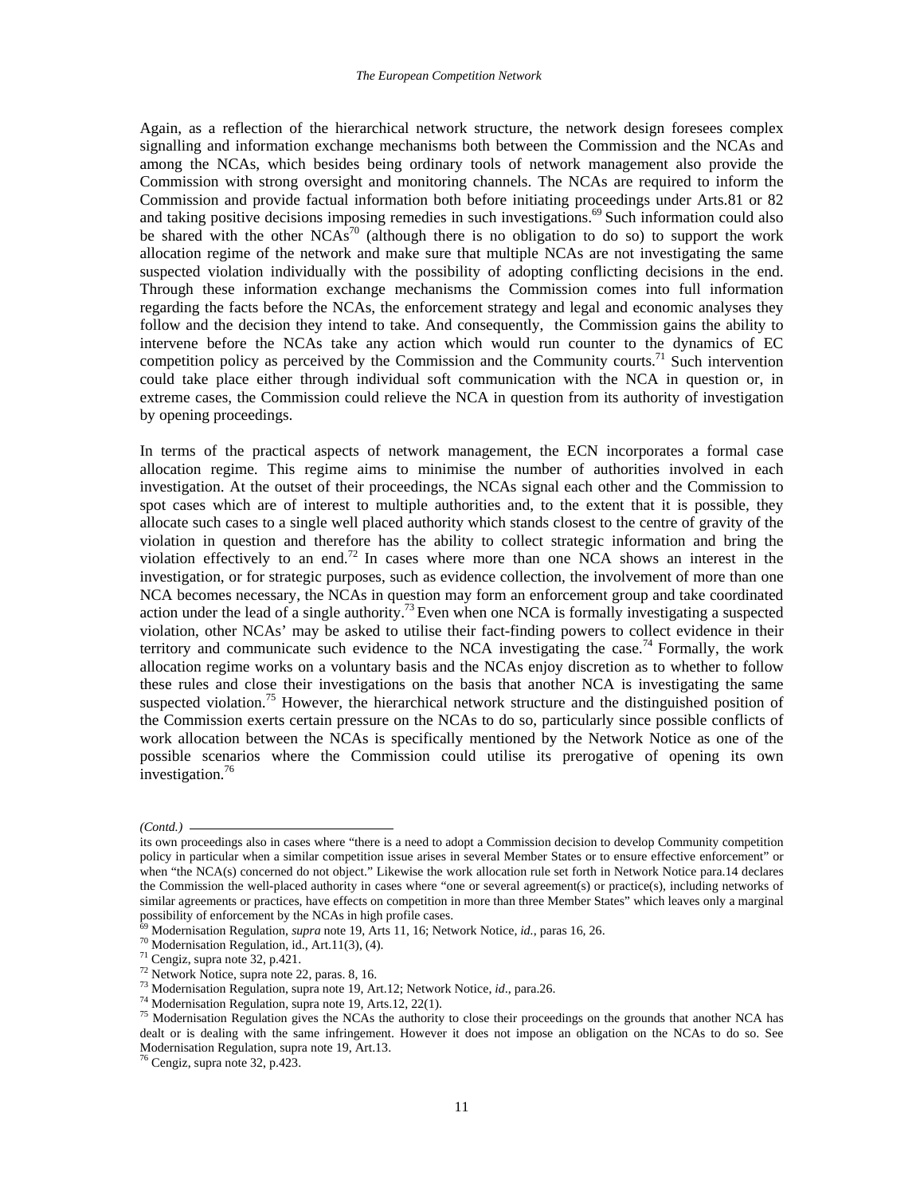Again, as a reflection of the hierarchical network structure, the network design foresees complex signalling and information exchange mechanisms both between the Commission and the NCAs and among the NCAs, which besides being ordinary tools of network management also provide the Commission with strong oversight and monitoring channels. The NCAs are required to inform the Commission and provide factual information both before initiating proceedings under Arts.81 or 82 and taking positive decisions imposing remedies in such investigations.[69] Such information could also be shared with the other NCAs[70] (although there is no obligation to do so) to support the work allocation regime of the network and make sure that multiple NCAs are not investigating the same suspected violation individually with the possibility of adopting conflicting decisions in the end. Through these information exchange mechanisms the Commission comes into full information regarding the facts before the NCAs, the enforcement strategy and legal and economic analyses they follow and the decision they intend to take. And consequently, the Commission gains the ability to intervene before the NCAs take any action which would run counter to the dynamics of EC competition policy as perceived by the Commission and the Community courts.[71] Such intervention could take place either through individual soft communication with the NCA in question or, in extreme cases, the Commission could relieve the NCA in question from its authority of investigation by opening proceedings.

In terms of the practical aspects of network management, the ECN incorporates a formal case allocation regime. This regime aims to minimise the number of authorities involved in each investigation. At the outset of their proceedings, the NCAs signal each other and the Commission to spot cases which are of interest to multiple authorities and, to the extent that it is possible, they allocate such cases to a single well placed authority which stands closest to the centre of gravity of the violation in question and therefore has the ability to collect strategic information and bring the violation effectively to an end.[72] In cases where more than one NCA shows an interest in the investigation, or for strategic purposes, such as evidence collection, the involvement of more than one NCA becomes necessary, the NCAs in question may form an enforcement group and take coordinated action under the lead of a single authority.[73] Even when one NCA is formally investigating a suspected violation, other NCAs' may be asked to utilise their fact-finding powers to collect evidence in their territory and communicate such evidence to the NCA investigating the case.[74] Formally, the work allocation regime works on a voluntary basis and the NCAs enjoy discretion as to whether to follow these rules and close their investigations on the basis that another NCA is investigating the same suspected violation.[75] However, the hierarchical network structure and the distinguished position of the Commission exerts certain pressure on the NCAs to do so, particularly since possible conflicts of work allocation between the NCAs is specifically mentioned by the Network Notice as one of the possible scenarios where the Commission could utilise its prerogative of opening its own investigation.[76]

---

*(Contd.)*

its own proceedings also in cases where "there is a need to adopt a Commission decision to develop Community competition policy in particular when a similar competition issue arises in several Member States or to ensure effective enforcement" or when "the NCA(s) concerned do not object." Likewise the work allocation rule set forth in Network Notice para.14 declares the Commission the well-placed authority in cases where "one or several agreement(s) or practice(s), including networks of similar agreements or practices, have effects on competition in more than three Member States" which leaves only a marginal possibility of enforcement by the NCAs in high profile cases.

[69] Modernisation Regulation, *supra* note 19, Arts 11, 16; Network Notice, *id.*, paras 16, 26.

[70] Modernisation Regulation, id., Art.11(3), (4).

[71] Cengiz, supra note 32, p.421.

[72] Network Notice, supra note 22, paras. 8, 16.

[73] Modernisation Regulation, supra note 19, Art.12; Network Notice, *id*., para.26.

[74] Modernisation Regulation, supra note 19, Arts.12, 22(1).

[75] Modernisation Regulation gives the NCAs the authority to close their proceedings on the grounds that another NCA has dealt or is dealing with the same infringement. However it does not impose an obligation on the NCAs to do so. See Modernisation Regulation, supra note 19, Art.13.

[76] Cengiz, supra note 32, p.423.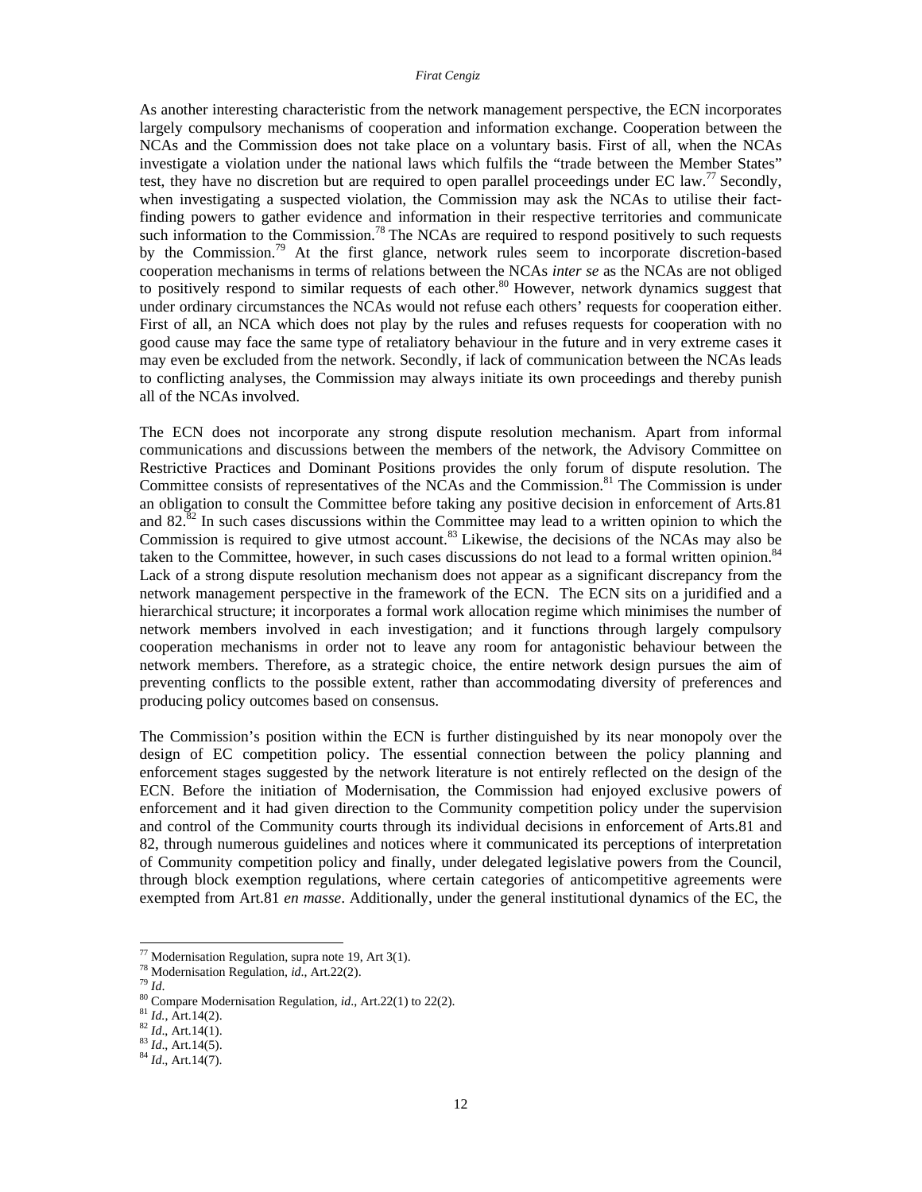As another interesting characteristic from the network management perspective, the ECN incorporates largely compulsory mechanisms of cooperation and information exchange. Cooperation between the NCAs and the Commission does not take place on a voluntary basis. First of all, when the NCAs investigate a violation under the national laws which fulfils the "trade between the Member States" test, they have no discretion but are required to open parallel proceedings under EC law.[77] Secondly, when investigating a suspected violation, the Commission may ask the NCAs to utilise their fact-finding powers to gather evidence and information in their respective territories and communicate such information to the Commission.[78] The NCAs are required to respond positively to such requests by the Commission.[79] At the first glance, network rules seem to incorporate discretion-based cooperation mechanisms in terms of relations between the NCAs *inter se* as the NCAs are not obliged to positively respond to similar requests of each other.[80] However, network dynamics suggest that under ordinary circumstances the NCAs would not refuse each others' requests for cooperation either. First of all, an NCA which does not play by the rules and refuses requests for cooperation with no good cause may face the same type of retaliatory behaviour in the future and in very extreme cases it may even be excluded from the network. Secondly, if lack of communication between the NCAs leads to conflicting analyses, the Commission may always initiate its own proceedings and thereby punish all of the NCAs involved.

The ECN does not incorporate any strong dispute resolution mechanism. Apart from informal communications and discussions between the members of the network, the Advisory Committee on Restrictive Practices and Dominant Positions provides the only forum of dispute resolution. The Committee consists of representatives of the NCAs and the Commission.[81] The Commission is under an obligation to consult the Committee before taking any positive decision in enforcement of Arts.81 and 82.[82] In such cases discussions within the Committee may lead to a written opinion to which the Commission is required to give utmost account.[83] Likewise, the decisions of the NCAs may also be taken to the Committee, however, in such cases discussions do not lead to a formal written opinion.[84] Lack of a strong dispute resolution mechanism does not appear as a significant discrepancy from the network management perspective in the framework of the ECN. The ECN sits on a juridified and a hierarchical structure; it incorporates a formal work allocation regime which minimises the number of network members involved in each investigation; and it functions through largely compulsory cooperation mechanisms in order not to leave any room for antagonistic behaviour between the network members. Therefore, as a strategic choice, the entire network design pursues the aim of preventing conflicts to the possible extent, rather than accommodating diversity of preferences and producing policy outcomes based on consensus.

The Commission's position within the ECN is further distinguished by its near monopoly over the design of EC competition policy. The essential connection between the policy planning and enforcement stages suggested by the network literature is not entirely reflected on the design of the ECN. Before the initiation of Modernisation, the Commission had enjoyed exclusive powers of enforcement and it had given direction to the Community competition policy under the supervision and control of the Community courts through its individual decisions in enforcement of Arts.81 and 82, through numerous guidelines and notices where it communicated its perceptions of interpretation of Community competition policy and finally, under delegated legislative powers from the Council, through block exemption regulations, where certain categories of anticompetitive agreements were exempted from Art.81 *en masse*. Additionally, under the general institutional dynamics of the EC, the

---

[77] Modernisation Regulation, supra note 19, Art 3(1).
[78] Modernisation Regulation, *id*., Art.22(2).
[79] *Id*.
[80] Compare Modernisation Regulation, *id*., Art.22(1) to 22(2).
[81] *Id.*, Art.14(2).
[82] *Id*., Art.14(1).
[83] *Id*., Art.14(5).
[84] *Id*., Art.14(7).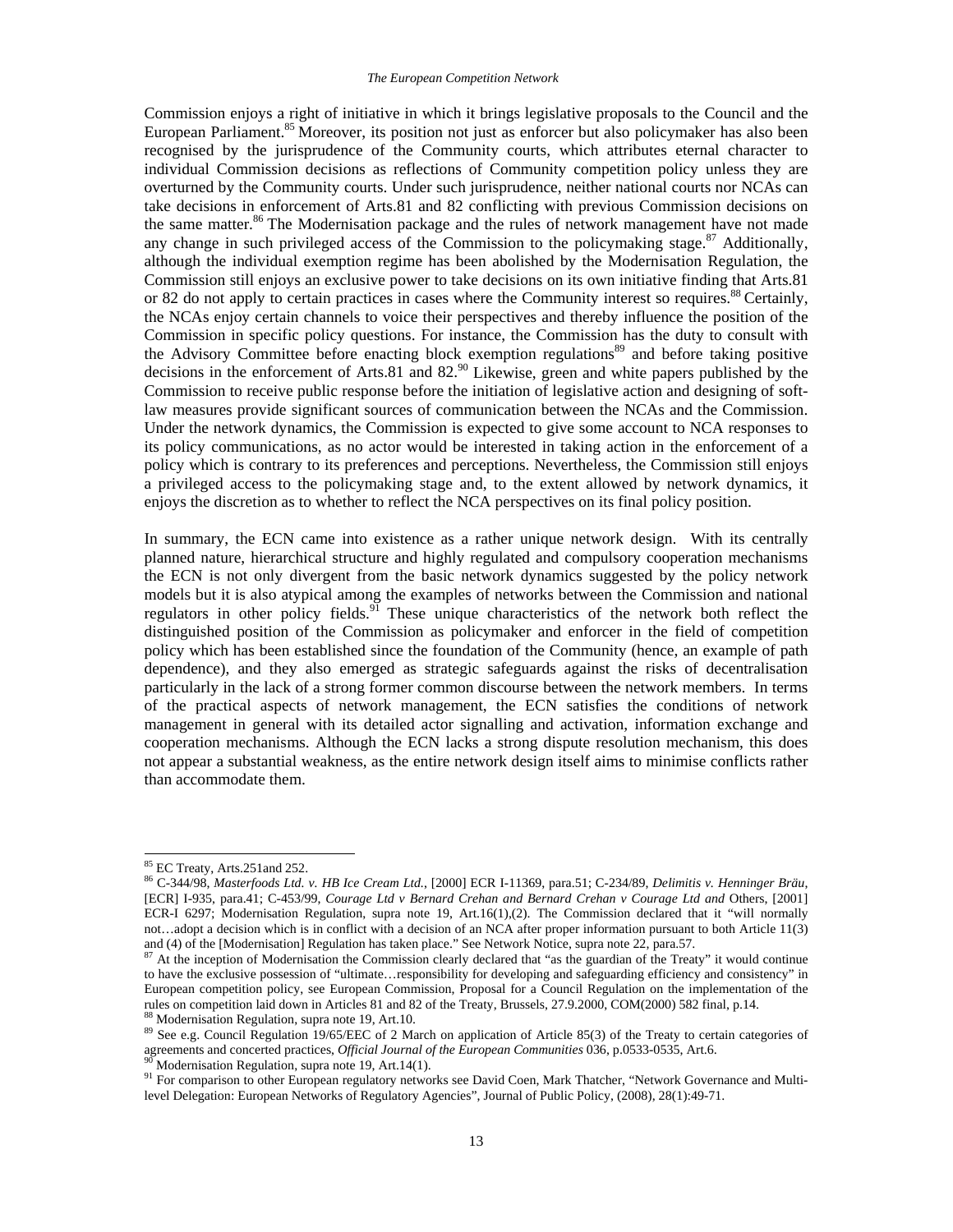Commission enjoys a right of initiative in which it brings legislative proposals to the Council and the European Parliament.[85] Moreover, its position not just as enforcer but also policymaker has also been recognised by the jurisprudence of the Community courts, which attributes eternal character to individual Commission decisions as reflections of Community competition policy unless they are overturned by the Community courts. Under such jurisprudence, neither national courts nor NCAs can take decisions in enforcement of Arts.81 and 82 conflicting with previous Commission decisions on the same matter.[86] The Modernisation package and the rules of network management have not made any change in such privileged access of the Commission to the policymaking stage.[87] Additionally, although the individual exemption regime has been abolished by the Modernisation Regulation, the Commission still enjoys an exclusive power to take decisions on its own initiative finding that Arts.81 or 82 do not apply to certain practices in cases where the Community interest so requires.[88] Certainly, the NCAs enjoy certain channels to voice their perspectives and thereby influence the position of the Commission in specific policy questions. For instance, the Commission has the duty to consult with the Advisory Committee before enacting block exemption regulations[89] and before taking positive decisions in the enforcement of Arts.81 and 82.[90] Likewise, green and white papers published by the Commission to receive public response before the initiation of legislative action and designing of soft-law measures provide significant sources of communication between the NCAs and the Commission. Under the network dynamics, the Commission is expected to give some account to NCA responses to its policy communications, as no actor would be interested in taking action in the enforcement of a policy which is contrary to its preferences and perceptions. Nevertheless, the Commission still enjoys a privileged access to the policymaking stage and, to the extent allowed by network dynamics, it enjoys the discretion as to whether to reflect the NCA perspectives on its final policy position.

In summary, the ECN came into existence as a rather unique network design. With its centrally planned nature, hierarchical structure and highly regulated and compulsory cooperation mechanisms the ECN is not only divergent from the basic network dynamics suggested by the policy network models but it is also atypical among the examples of networks between the Commission and national regulators in other policy fields.[91] These unique characteristics of the network both reflect the distinguished position of the Commission as policymaker and enforcer in the field of competition policy which has been established since the foundation of the Community (hence, an example of path dependence), and they also emerged as strategic safeguards against the risks of decentralisation particularly in the lack of a strong former common discourse between the network members. In terms of the practical aspects of network management, the ECN satisfies the conditions of network management in general with its detailed actor signalling and activation, information exchange and cooperation mechanisms. Although the ECN lacks a strong dispute resolution mechanism, this does not appear a substantial weakness, as the entire network design itself aims to minimise conflicts rather than accommodate them.

---

[85] EC Treaty, Arts.251and 252.

[86] C-344/98, *Masterfoods Ltd. v. HB Ice Cream Ltd.*, [2000] ECR I-11369, para.51; C-234/89, *Delimitis v. Henninger Bräu*, [ECR] I-935, para.41; C-453/99, *Courage Ltd v Bernard Crehan and Bernard Crehan v Courage Ltd and* Others, [2001] ECR-I 6297; Modernisation Regulation, supra note 19, Art.16(1),(2). The Commission declared that it "will normally not…adopt a decision which is in conflict with a decision of an NCA after proper information pursuant to both Article 11(3) and (4) of the [Modernisation] Regulation has taken place." See Network Notice, supra note 22, para.57.

[87] At the inception of Modernisation the Commission clearly declared that "as the guardian of the Treaty" it would continue to have the exclusive possession of "ultimate…responsibility for developing and safeguarding efficiency and consistency" in European competition policy, see European Commission, Proposal for a Council Regulation on the implementation of the rules on competition laid down in Articles 81 and 82 of the Treaty, Brussels, 27.9.2000, COM(2000) 582 final, p.14.

[88] Modernisation Regulation, supra note 19, Art.10.

[89] See e.g. Council Regulation 19/65/EEC of 2 March on application of Article 85(3) of the Treaty to certain categories of agreements and concerted practices, *Official Journal of the European Communities* 036, p.0533-0535, Art.6.

[90] Modernisation Regulation, supra note 19, Art.14(1).

[91] For comparison to other European regulatory networks see David Coen, Mark Thatcher, "Network Governance and Multi-level Delegation: European Networks of Regulatory Agencies", Journal of Public Policy, (2008), 28(1):49-71.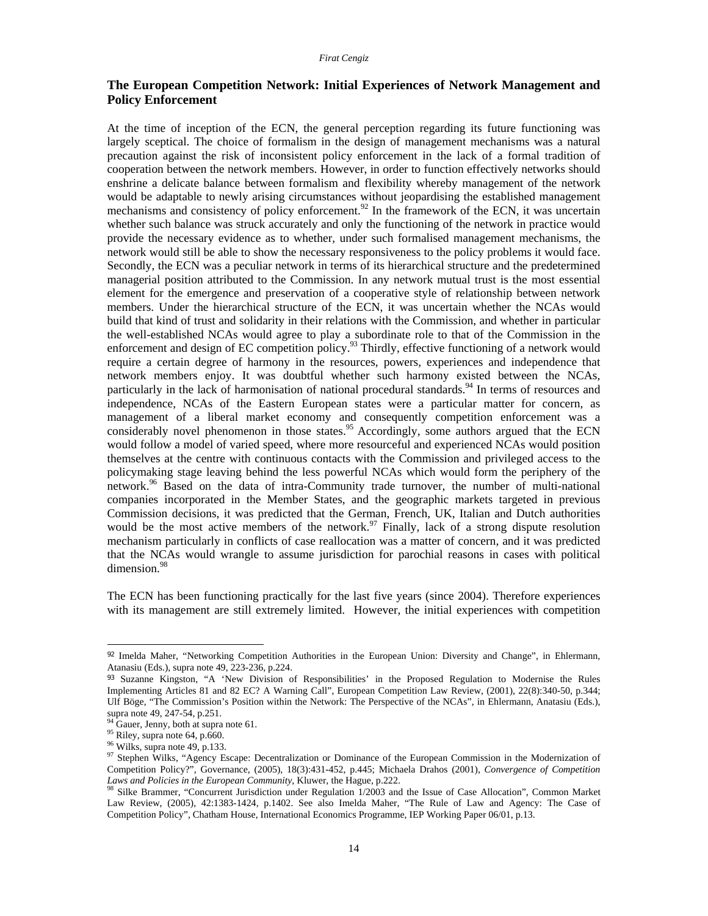### The European Competition Network: Initial Experiences of Network Management and Policy Enforcement

At the time of inception of the ECN, the general perception regarding its future functioning was largely sceptical. The choice of formalism in the design of management mechanisms was a natural precaution against the risk of inconsistent policy enforcement in the lack of a formal tradition of cooperation between the network members. However, in order to function effectively networks should enshrine a delicate balance between formalism and flexibility whereby management of the network would be adaptable to newly arising circumstances without jeopardising the established management mechanisms and consistency of policy enforcement.[92] In the framework of the ECN, it was uncertain whether such balance was struck accurately and only the functioning of the network in practice would provide the necessary evidence as to whether, under such formalised management mechanisms, the network would still be able to show the necessary responsiveness to the policy problems it would face. Secondly, the ECN was a peculiar network in terms of its hierarchical structure and the predetermined managerial position attributed to the Commission. In any network mutual trust is the most essential element for the emergence and preservation of a cooperative style of relationship between network members. Under the hierarchical structure of the ECN, it was uncertain whether the NCAs would build that kind of trust and solidarity in their relations with the Commission, and whether in particular the well-established NCAs would agree to play a subordinate role to that of the Commission in the enforcement and design of EC competition policy.[93] Thirdly, effective functioning of a network would require a certain degree of harmony in the resources, powers, experiences and independence that network members enjoy. It was doubtful whether such harmony existed between the NCAs, particularly in the lack of harmonisation of national procedural standards.[94] In terms of resources and independence, NCAs of the Eastern European states were a particular matter for concern, as management of a liberal market economy and consequently competition enforcement was a considerably novel phenomenon in those states.[95] Accordingly, some authors argued that the ECN would follow a model of varied speed, where more resourceful and experienced NCAs would position themselves at the centre with continuous contacts with the Commission and privileged access to the policymaking stage leaving behind the less powerful NCAs which would form the periphery of the network.[96] Based on the data of intra-Community trade turnover, the number of multi-national companies incorporated in the Member States, and the geographic markets targeted in previous Commission decisions, it was predicted that the German, French, UK, Italian and Dutch authorities would be the most active members of the network.[97] Finally, lack of a strong dispute resolution mechanism particularly in conflicts of case reallocation was a matter of concern, and it was predicted that the NCAs would wrangle to assume jurisdiction for parochial reasons in cases with political dimension.[98]

The ECN has been functioning practically for the last five years (since 2004). Therefore experiences with its management are still extremely limited. However, the initial experiences with competition

---

[92] Imelda Maher, "Networking Competition Authorities in the European Union: Diversity and Change", in Ehlermann, Atanasiu (Eds.), supra note 49, 223-236, p.224.

[93] Suzanne Kingston, "A 'New Division of Responsibilities' in the Proposed Regulation to Modernise the Rules Implementing Articles 81 and 82 EC? A Warning Call", European Competition Law Review, (2001), 22(8):340-50, p.344; Ulf Böge, "The Commission's Position within the Network: The Perspective of the NCAs", in Ehlermann, Anatasiu (Eds.), supra note 49, 247-54, p.251.

[94] Gauer, Jenny, both at supra note 61.

[95] Riley, supra note 64, p.660.

[96] Wilks, supra note 49, p.133.

[97] Stephen Wilks, "Agency Escape: Decentralization or Dominance of the European Commission in the Modernization of Competition Policy?", Governance, (2005), 18(3):431-452, p.445; Michaela Drahos (2001), *Convergence of Competition Laws and Policies in the European Community*, Kluwer, the Hague, p.222.

[98] Silke Brammer, "Concurrent Jurisdiction under Regulation 1/2003 and the Issue of Case Allocation", Common Market Law Review, (2005), 42:1383-1424, p.1402. See also Imelda Maher, "The Rule of Law and Agency: The Case of Competition Policy", Chatham House, International Economics Programme, IEP Working Paper 06/01, p.13.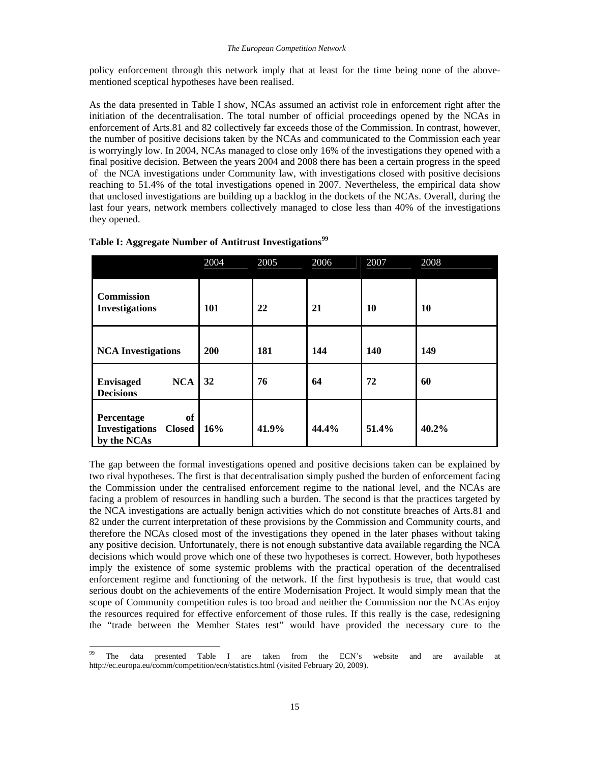policy enforcement through this network imply that at least for the time being none of the above-mentioned sceptical hypotheses have been realised.

As the data presented in Table I show, NCAs assumed an activist role in enforcement right after the initiation of the decentralisation. The total number of official proceedings opened by the NCAs in enforcement of Arts.81 and 82 collectively far exceeds those of the Commission. In contrast, however, the number of positive decisions taken by the NCAs and communicated to the Commission each year is worryingly low. In 2004, NCAs managed to close only 16% of the investigations they opened with a final positive decision. Between the years 2004 and 2008 there has been a certain progress in the speed of the NCA investigations under Community law, with investigations closed with positive decisions reaching to 51.4% of the total investigations opened in 2007. Nevertheless, the empirical data show that unclosed investigations are building up a backlog in the dockets of the NCAs. Overall, during the last four years, network members collectively managed to close less than 40% of the investigations they opened.

**Table I: Aggregate Number of Antitrust Investigations**[99]

| | 2004 | 2005 | 2006 | 2007 | 2008 |
|---|---|---|---|---|---|
| **Commission Investigations** | **101** | **22** | **21** | **10** | **10** |
| **NCA Investigations** | **200** | **181** | **144** | **140** | **149** |
| **Envisaged NCA Decisions** | **32** | **76** | **64** | **72** | **60** |
| **Percentage of Investigations Closed by the NCAs** | **16%** | **41.9%** | **44.4%** | **51.4%** | **40.2%** |

The gap between the formal investigations opened and positive decisions taken can be explained by two rival hypotheses. The first is that decentralisation simply pushed the burden of enforcement facing the Commission under the centralised enforcement regime to the national level, and the NCAs are facing a problem of resources in handling such a burden. The second is that the practices targeted by the NCA investigations are actually benign activities which do not constitute breaches of Arts.81 and 82 under the current interpretation of these provisions by the Commission and Community courts, and therefore the NCAs closed most of the investigations they opened in the later phases without taking any positive decision. Unfortunately, there is not enough substantive data available regarding the NCA decisions which would prove which one of these two hypotheses is correct. However, both hypotheses imply the existence of some systemic problems with the practical operation of the decentralised enforcement regime and functioning of the network. If the first hypothesis is true, that would cast serious doubt on the achievements of the entire Modernisation Project. It would simply mean that the scope of Community competition rules is too broad and neither the Commission nor the NCAs enjoy the resources required for effective enforcement of those rules. If this really is the case, redesigning the "trade between the Member States test" would have provided the necessary cure to the

[99] The data presented Table I are taken from the ECN's website and are available at http://ec.europa.eu/comm/competition/ecn/statistics.html (visited February 20, 2009).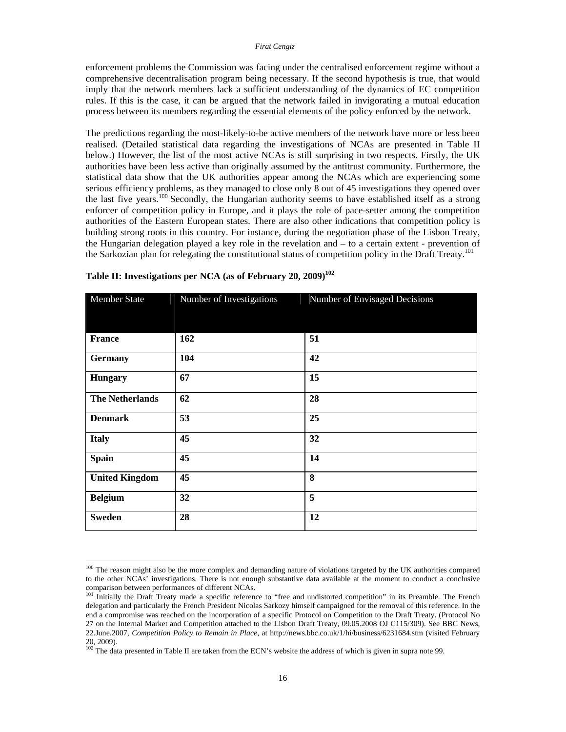enforcement problems the Commission was facing under the centralised enforcement regime without a comprehensive decentralisation program being necessary. If the second hypothesis is true, that would imply that the network members lack a sufficient understanding of the dynamics of EC competition rules. If this is the case, it can be argued that the network failed in invigorating a mutual education process between its members regarding the essential elements of the policy enforced by the network.

The predictions regarding the most-likely-to-be active members of the network have more or less been realised. (Detailed statistical data regarding the investigations of NCAs are presented in Table II below.) However, the list of the most active NCAs is still surprising in two respects. Firstly, the UK authorities have been less active than originally assumed by the antitrust community. Furthermore, the statistical data show that the UK authorities appear among the NCAs which are experiencing some serious efficiency problems, as they managed to close only 8 out of 45 investigations they opened over the last five years.[100] Secondly, the Hungarian authority seems to have established itself as a strong enforcer of competition policy in Europe, and it plays the role of pace-setter among the competition authorities of the Eastern European states. There are also other indications that competition policy is building strong roots in this country. For instance, during the negotiation phase of the Lisbon Treaty, the Hungarian delegation played a key role in the revelation and – to a certain extent - prevention of the Sarkozian plan for relegating the constitutional status of competition policy in the Draft Treaty.[101]

**Table II: Investigations per NCA (as of February 20, 2009)[102]**

| Member State | Number of Investigations | Number of Envisaged Decisions |
|---|---|---|
| **France** | **162** | **51** |
| **Germany** | **104** | **42** |
| **Hungary** | **67** | **15** |
| **The Netherlands** | **62** | **28** |
| **Denmark** | **53** | **25** |
| **Italy** | **45** | **32** |
| **Spain** | **45** | **14** |
| **United Kingdom** | **45** | **8** |
| **Belgium** | **32** | **5** |
| **Sweden** | **28** | **12** |

[100] The reason might also be the more complex and demanding nature of violations targeted by the UK authorities compared to the other NCAs' investigations. There is not enough substantive data available at the moment to conduct a conclusive comparison between performances of different NCAs.

[101] Initially the Draft Treaty made a specific reference to "free and undistorted competition" in its Preamble. The French delegation and particularly the French President Nicolas Sarkozy himself campaigned for the removal of this reference. In the end a compromise was reached on the incorporation of a specific Protocol on Competition to the Draft Treaty. (Protocol No 27 on the Internal Market and Competition attached to the Lisbon Draft Treaty, 09.05.2008 OJ C115/309). See BBC News, 22.June.2007, *Competition Policy to Remain in Place*, at http://news.bbc.co.uk/1/hi/business/6231684.stm (visited February 20, 2009).

[102] The data presented in Table II are taken from the ECN's website the address of which is given in supra note 99.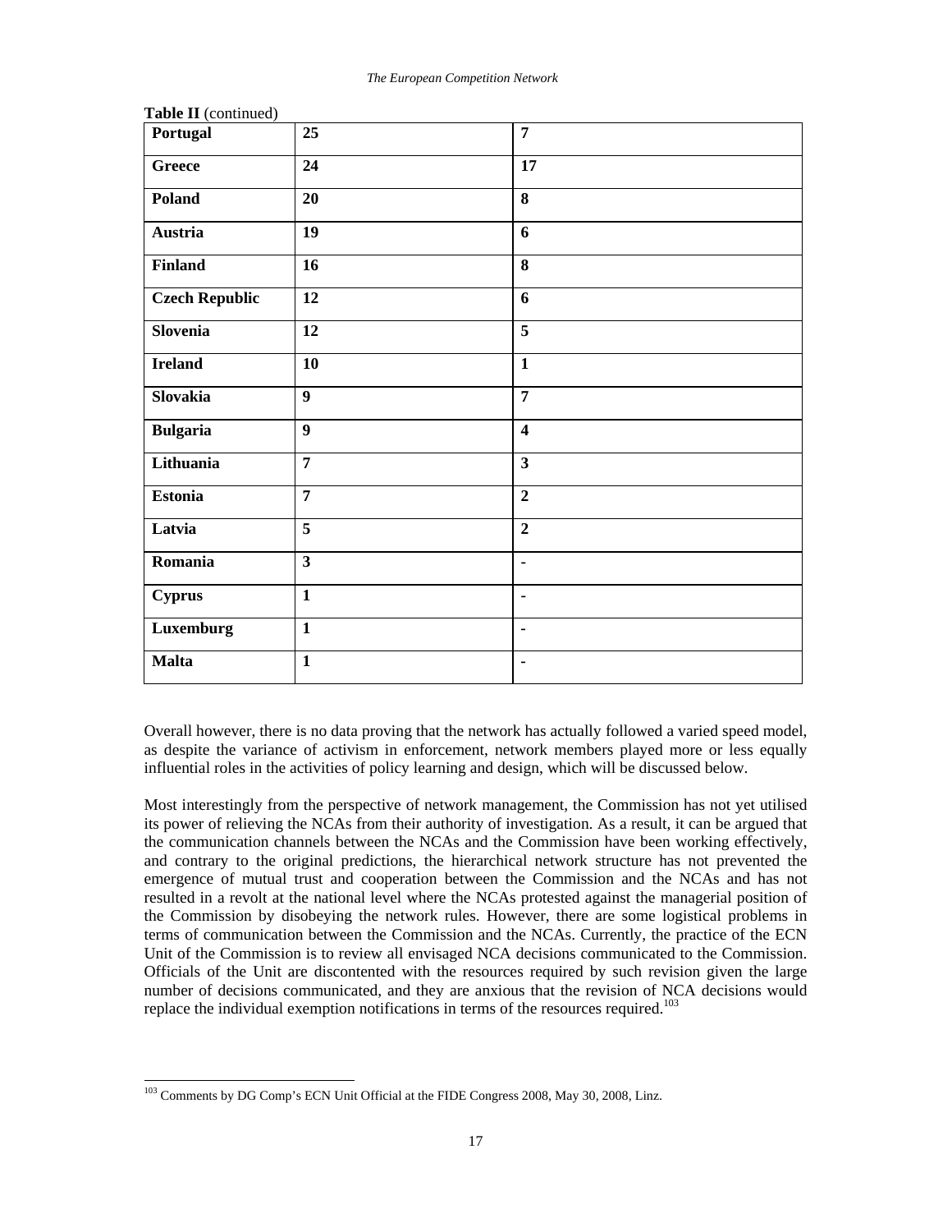**Table II** (continued)

| | | |
|---|---|---|
| **Portugal** | **25** | **7** |
| **Greece** | **24** | **17** |
| **Poland** | **20** | **8** |
| **Austria** | **19** | **6** |
| **Finland** | **16** | **8** |
| **Czech Republic** | **12** | **6** |
| **Slovenia** | **12** | **5** |
| **Ireland** | **10** | **1** |
| **Slovakia** | **9** | **7** |
| **Bulgaria** | **9** | **4** |
| **Lithuania** | **7** | **3** |
| **Estonia** | **7** | **2** |
| **Latvia** | **5** | **2** |
| **Romania** | **3** | **-** |
| **Cyprus** | **1** | **-** |
| **Luxemburg** | **1** | **-** |
| **Malta** | **1** | **-** |

Overall however, there is no data proving that the network has actually followed a varied speed model, as despite the variance of activism in enforcement, network members played more or less equally influential roles in the activities of policy learning and design, which will be discussed below.

Most interestingly from the perspective of network management, the Commission has not yet utilised its power of relieving the NCAs from their authority of investigation. As a result, it can be argued that the communication channels between the NCAs and the Commission have been working effectively, and contrary to the original predictions, the hierarchical network structure has not prevented the emergence of mutual trust and cooperation between the Commission and the NCAs and has not resulted in a revolt at the national level where the NCAs protested against the managerial position of the Commission by disobeying the network rules. However, there are some logistical problems in terms of communication between the Commission and the NCAs. Currently, the practice of the ECN Unit of the Commission is to review all envisaged NCA decisions communicated to the Commission. Officials of the Unit are discontented with the resources required by such revision given the large number of decisions communicated, and they are anxious that the revision of NCA decisions would replace the individual exemption notifications in terms of the resources required.[103]

[103] Comments by DG Comp's ECN Unit Official at the FIDE Congress 2008, May 30, 2008, Linz.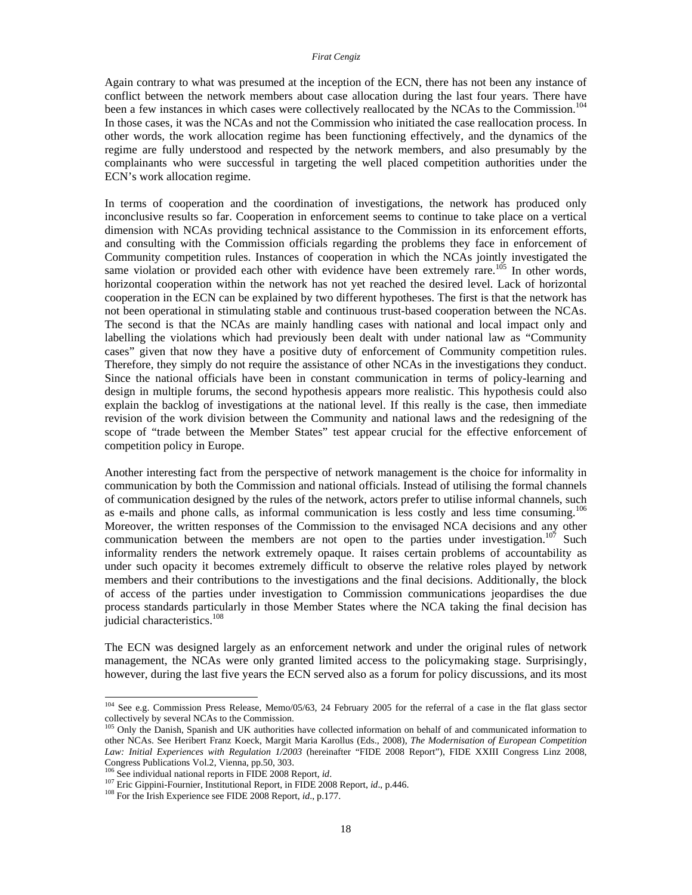Again contrary to what was presumed at the inception of the ECN, there has not been any instance of conflict between the network members about case allocation during the last four years. There have been a few instances in which cases were collectively reallocated by the NCAs to the Commission.[104] In those cases, it was the NCAs and not the Commission who initiated the case reallocation process. In other words, the work allocation regime has been functioning effectively, and the dynamics of the regime are fully understood and respected by the network members, and also presumably by the complainants who were successful in targeting the well placed competition authorities under the ECN's work allocation regime.

In terms of cooperation and the coordination of investigations, the network has produced only inconclusive results so far. Cooperation in enforcement seems to continue to take place on a vertical dimension with NCAs providing technical assistance to the Commission in its enforcement efforts, and consulting with the Commission officials regarding the problems they face in enforcement of Community competition rules. Instances of cooperation in which the NCAs jointly investigated the same violation or provided each other with evidence have been extremely rare.[105] In other words, horizontal cooperation within the network has not yet reached the desired level. Lack of horizontal cooperation in the ECN can be explained by two different hypotheses. The first is that the network has not been operational in stimulating stable and continuous trust-based cooperation between the NCAs. The second is that the NCAs are mainly handling cases with national and local impact only and labelling the violations which had previously been dealt with under national law as "Community cases" given that now they have a positive duty of enforcement of Community competition rules. Therefore, they simply do not require the assistance of other NCAs in the investigations they conduct. Since the national officials have been in constant communication in terms of policy-learning and design in multiple forums, the second hypothesis appears more realistic. This hypothesis could also explain the backlog of investigations at the national level. If this really is the case, then immediate revision of the work division between the Community and national laws and the redesigning of the scope of "trade between the Member States" test appear crucial for the effective enforcement of competition policy in Europe.

Another interesting fact from the perspective of network management is the choice for informality in communication by both the Commission and national officials. Instead of utilising the formal channels of communication designed by the rules of the network, actors prefer to utilise informal channels, such as e-mails and phone calls, as informal communication is less costly and less time consuming.[106] Moreover, the written responses of the Commission to the envisaged NCA decisions and any other communication between the members are not open to the parties under investigation.[107] Such informality renders the network extremely opaque. It raises certain problems of accountability as under such opacity it becomes extremely difficult to observe the relative roles played by network members and their contributions to the investigations and the final decisions. Additionally, the block of access of the parties under investigation to Commission communications jeopardises the due process standards particularly in those Member States where the NCA taking the final decision has judicial characteristics.[108]

The ECN was designed largely as an enforcement network and under the original rules of network management, the NCAs were only granted limited access to the policymaking stage. Surprisingly, however, during the last five years the ECN served also as a forum for policy discussions, and its most

---

[104] See e.g. Commission Press Release, Memo/05/63, 24 February 2005 for the referral of a case in the flat glass sector collectively by several NCAs to the Commission.

[105] Only the Danish, Spanish and UK authorities have collected information on behalf of and communicated information to other NCAs. See Heribert Franz Koeck, Margit Maria Karollus (Eds., 2008), *The Modernisation of European Competition Law: Initial Experiences with Regulation 1/2003* (hereinafter "FIDE 2008 Report"), FIDE XXIII Congress Linz 2008, Congress Publications Vol.2, Vienna, pp.50, 303.

[106] See individual national reports in FIDE 2008 Report, *id*.

[107] Eric Gippini-Fournier, Institutional Report, in FIDE 2008 Report, *id*., p.446.

[108] For the Irish Experience see FIDE 2008 Report, *id*., p.177.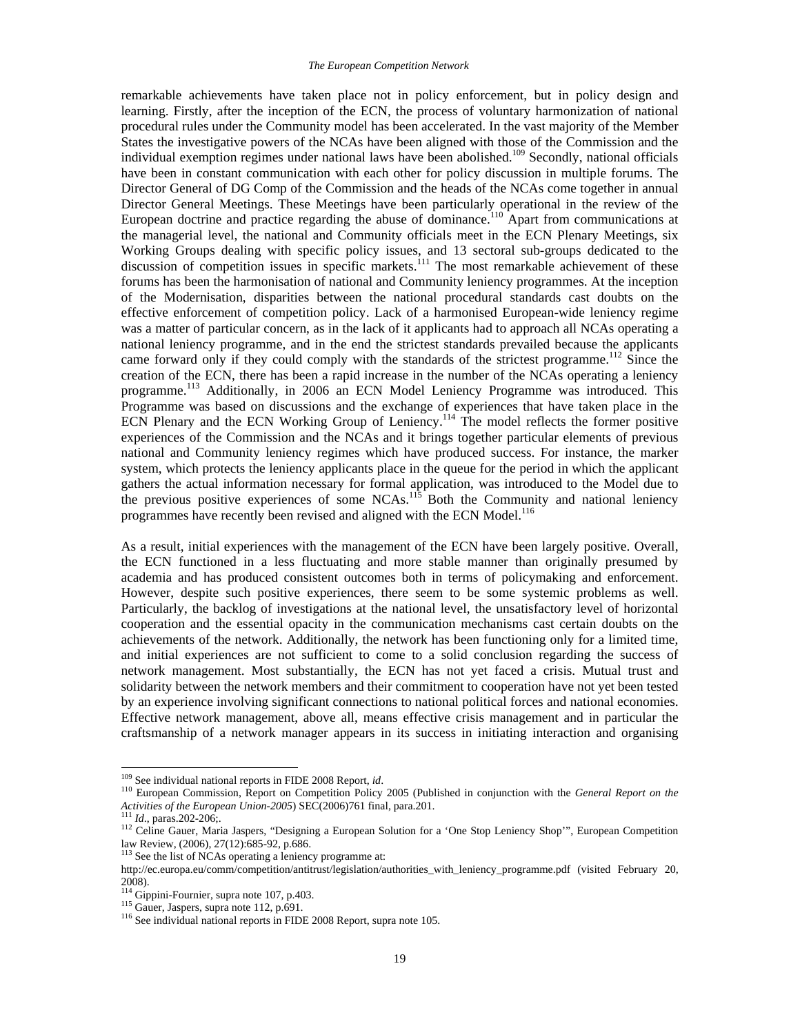remarkable achievements have taken place not in policy enforcement, but in policy design and learning. Firstly, after the inception of the ECN, the process of voluntary harmonization of national procedural rules under the Community model has been accelerated. In the vast majority of the Member States the investigative powers of the NCAs have been aligned with those of the Commission and the individual exemption regimes under national laws have been abolished.[109] Secondly, national officials have been in constant communication with each other for policy discussion in multiple forums. The Director General of DG Comp of the Commission and the heads of the NCAs come together in annual Director General Meetings. These Meetings have been particularly operational in the review of the European doctrine and practice regarding the abuse of dominance.[110] Apart from communications at the managerial level, the national and Community officials meet in the ECN Plenary Meetings, six Working Groups dealing with specific policy issues, and 13 sectoral sub-groups dedicated to the discussion of competition issues in specific markets.[111] The most remarkable achievement of these forums has been the harmonisation of national and Community leniency programmes. At the inception of the Modernisation, disparities between the national procedural standards cast doubts on the effective enforcement of competition policy. Lack of a harmonised European-wide leniency regime was a matter of particular concern, as in the lack of it applicants had to approach all NCAs operating a national leniency programme, and in the end the strictest standards prevailed because the applicants came forward only if they could comply with the standards of the strictest programme.[112] Since the creation of the ECN, there has been a rapid increase in the number of the NCAs operating a leniency programme.[113] Additionally, in 2006 an ECN Model Leniency Programme was introduced. This Programme was based on discussions and the exchange of experiences that have taken place in the ECN Plenary and the ECN Working Group of Leniency.[114] The model reflects the former positive experiences of the Commission and the NCAs and it brings together particular elements of previous national and Community leniency regimes which have produced success. For instance, the marker system, which protects the leniency applicants place in the queue for the period in which the applicant gathers the actual information necessary for formal application, was introduced to the Model due to the previous positive experiences of some NCAs.[115] Both the Community and national leniency programmes have recently been revised and aligned with the ECN Model.[116]

As a result, initial experiences with the management of the ECN have been largely positive. Overall, the ECN functioned in a less fluctuating and more stable manner than originally presumed by academia and has produced consistent outcomes both in terms of policymaking and enforcement. However, despite such positive experiences, there seem to be some systemic problems as well. Particularly, the backlog of investigations at the national level, the unsatisfactory level of horizontal cooperation and the essential opacity in the communication mechanisms cast certain doubts on the achievements of the network. Additionally, the network has been functioning only for a limited time, and initial experiences are not sufficient to come to a solid conclusion regarding the success of network management. Most substantially, the ECN has not yet faced a crisis. Mutual trust and solidarity between the network members and their commitment to cooperation have not yet been tested by an experience involving significant connections to national political forces and national economies. Effective network management, above all, means effective crisis management and in particular the craftsmanship of a network manager appears in its success in initiating interaction and organising

---

[109] See individual national reports in FIDE 2008 Report, *id*.

[110] European Commission, Report on Competition Policy 2005 (Published in conjunction with the *General Report on the Activities of the European Union-2005*) SEC(2006)761 final, para.201.

[111] *Id*., paras.202-206;.

[112] Celine Gauer, Maria Jaspers, "Designing a European Solution for a 'One Stop Leniency Shop'", European Competition law Review, (2006), 27(12):685-92, p.686.

[113] See the list of NCAs operating a leniency programme at: http://ec.europa.eu/comm/competition/antitrust/legislation/authorities_with_leniency_programme.pdf (visited February 20, 2008).

[114] Gippini-Fournier, supra note 107, p.403.

[115] Gauer, Jaspers, supra note 112, p.691.

[116] See individual national reports in FIDE 2008 Report, supra note 105.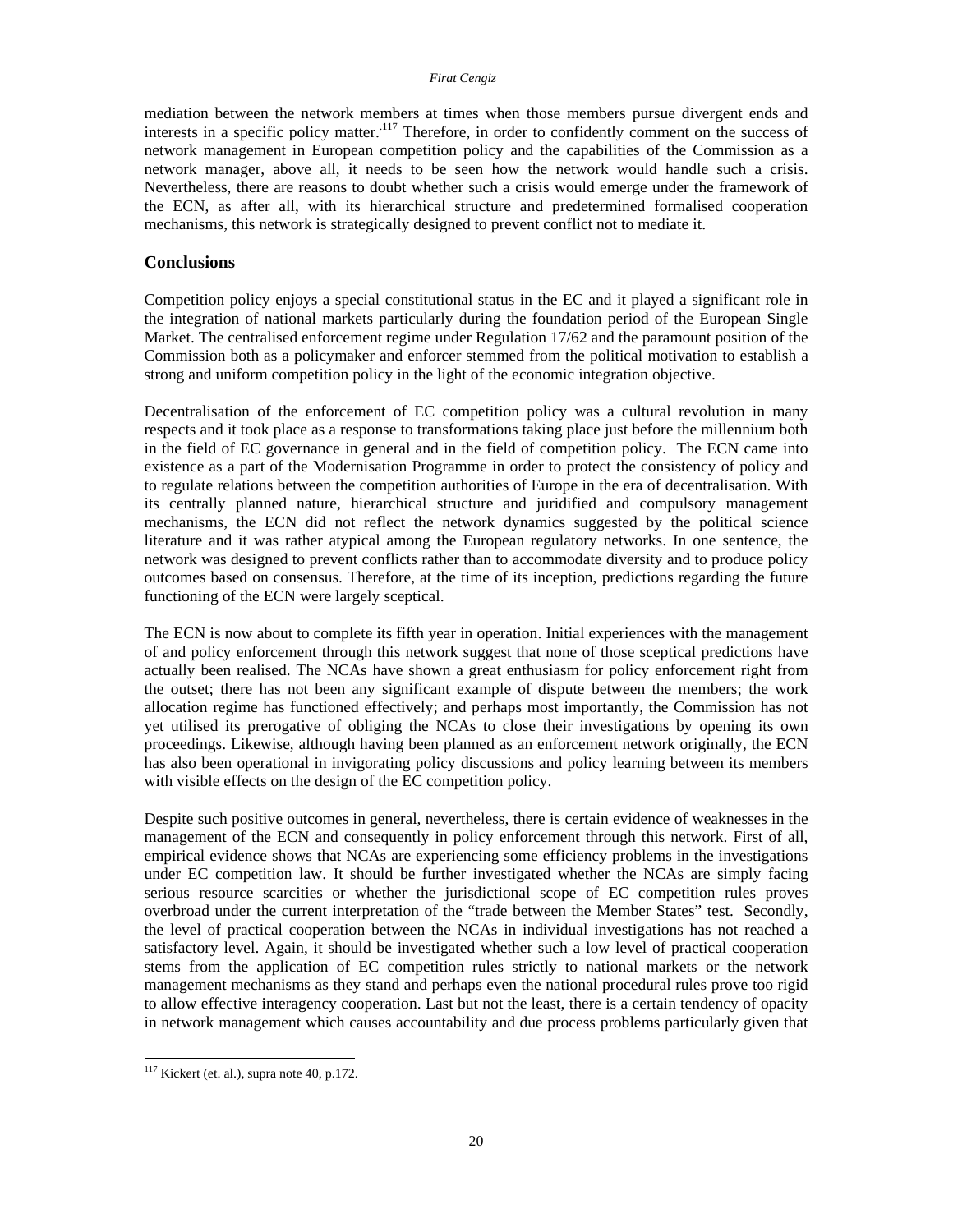mediation between the network members at times when those members pursue divergent ends and interests in a specific policy matter.[117] Therefore, in order to confidently comment on the success of network management in European competition policy and the capabilities of the Commission as a network manager, above all, it needs to be seen how the network would handle such a crisis. Nevertheless, there are reasons to doubt whether such a crisis would emerge under the framework of the ECN, as after all, with its hierarchical structure and predetermined formalised cooperation mechanisms, this network is strategically designed to prevent conflict not to mediate it.

## Conclusions

Competition policy enjoys a special constitutional status in the EC and it played a significant role in the integration of national markets particularly during the foundation period of the European Single Market. The centralised enforcement regime under Regulation 17/62 and the paramount position of the Commission both as a policymaker and enforcer stemmed from the political motivation to establish a strong and uniform competition policy in the light of the economic integration objective.

Decentralisation of the enforcement of EC competition policy was a cultural revolution in many respects and it took place as a response to transformations taking place just before the millennium both in the field of EC governance in general and in the field of competition policy. The ECN came into existence as a part of the Modernisation Programme in order to protect the consistency of policy and to regulate relations between the competition authorities of Europe in the era of decentralisation. With its centrally planned nature, hierarchical structure and juridified and compulsory management mechanisms, the ECN did not reflect the network dynamics suggested by the political science literature and it was rather atypical among the European regulatory networks. In one sentence, the network was designed to prevent conflicts rather than to accommodate diversity and to produce policy outcomes based on consensus. Therefore, at the time of its inception, predictions regarding the future functioning of the ECN were largely sceptical.

The ECN is now about to complete its fifth year in operation. Initial experiences with the management of and policy enforcement through this network suggest that none of those sceptical predictions have actually been realised. The NCAs have shown a great enthusiasm for policy enforcement right from the outset; there has not been any significant example of dispute between the members; the work allocation regime has functioned effectively; and perhaps most importantly, the Commission has not yet utilised its prerogative of obliging the NCAs to close their investigations by opening its own proceedings. Likewise, although having been planned as an enforcement network originally, the ECN has also been operational in invigorating policy discussions and policy learning between its members with visible effects on the design of the EC competition policy.

Despite such positive outcomes in general, nevertheless, there is certain evidence of weaknesses in the management of the ECN and consequently in policy enforcement through this network. First of all, empirical evidence shows that NCAs are experiencing some efficiency problems in the investigations under EC competition law. It should be further investigated whether the NCAs are simply facing serious resource scarcities or whether the jurisdictional scope of EC competition rules proves overbroad under the current interpretation of the "trade between the Member States" test. Secondly, the level of practical cooperation between the NCAs in individual investigations has not reached a satisfactory level. Again, it should be investigated whether such a low level of practical cooperation stems from the application of EC competition rules strictly to national markets or the network management mechanisms as they stand and perhaps even the national procedural rules prove too rigid to allow effective interagency cooperation. Last but not the least, there is a certain tendency of opacity in network management which causes accountability and due process problems particularly given that

[117] Kickert (et. al.), supra note 40, p.172.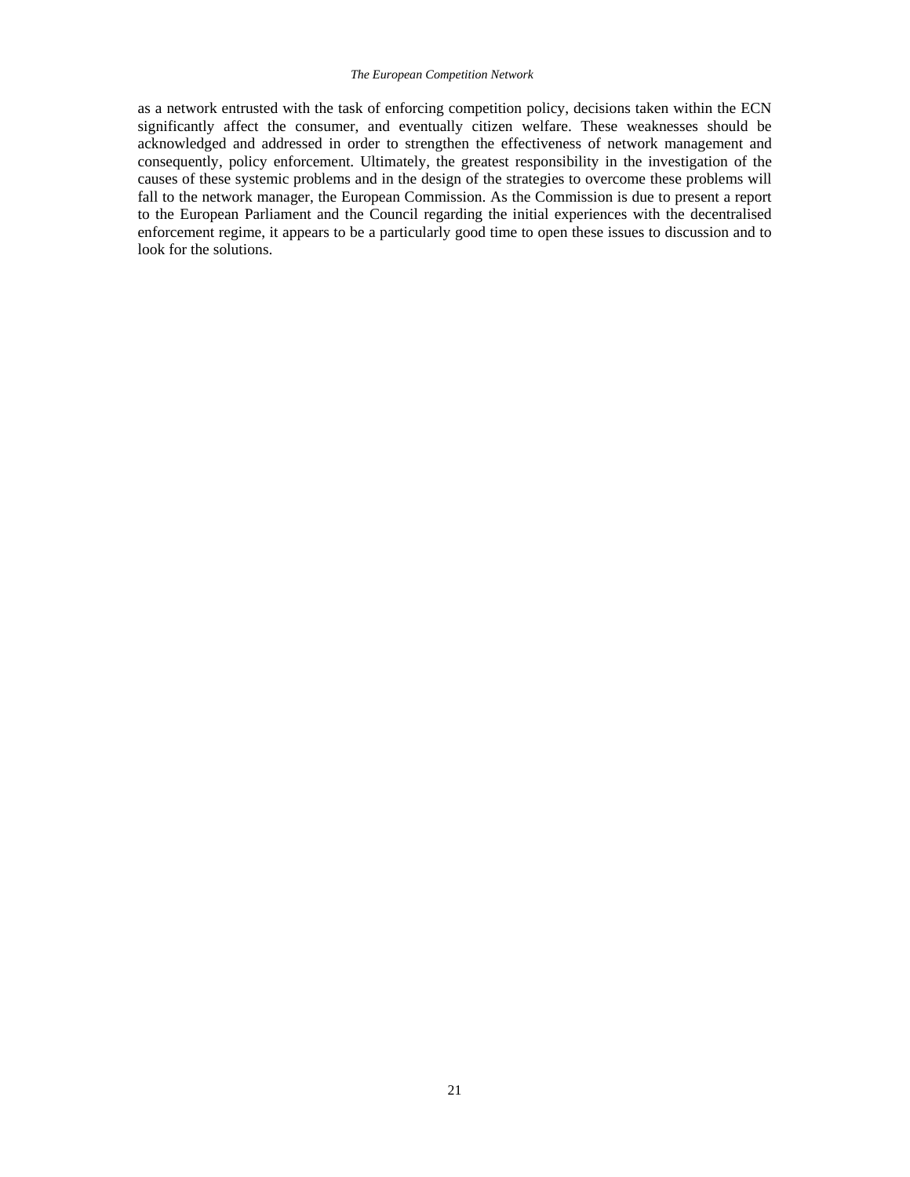as a network entrusted with the task of enforcing competition policy, decisions taken within the ECN significantly affect the consumer, and eventually citizen welfare. These weaknesses should be acknowledged and addressed in order to strengthen the effectiveness of network management and consequently, policy enforcement. Ultimately, the greatest responsibility in the investigation of the causes of these systemic problems and in the design of the strategies to overcome these problems will fall to the network manager, the European Commission. As the Commission is due to present a report to the European Parliament and the Council regarding the initial experiences with the decentralised enforcement regime, it appears to be a particularly good time to open these issues to discussion and to look for the solutions.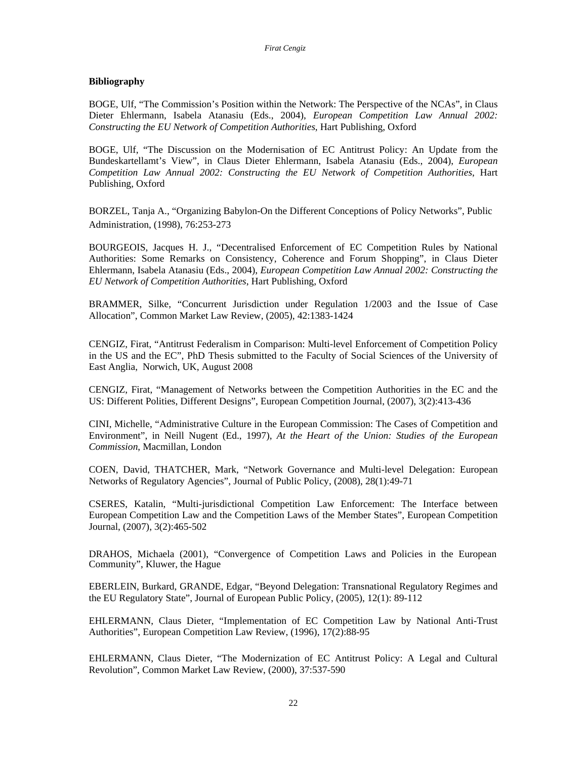**Bibliography**

BOGE, Ulf, “The Commission’s Position within the Network: The Perspective of the NCAs”, in Claus Dieter Ehlermann, Isabela Atanasiu (Eds., 2004), *European Competition Law Annual 2002: Constructing the EU Network of Competition Authorities*, Hart Publishing, Oxford

BOGE, Ulf, “The Discussion on the Modernisation of EC Antitrust Policy: An Update from the Bundeskartellamt’s View”, in Claus Dieter Ehlermann, Isabela Atanasiu (Eds., 2004), *European Competition Law Annual 2002: Constructing the EU Network of Competition Authorities*, Hart Publishing, Oxford

BORZEL, Tanja A., “Organizing Babylon-On the Different Conceptions of Policy Networks”, Public Administration, (1998), 76:253-273

BOURGEOIS, Jacques H. J., “Decentralised Enforcement of EC Competition Rules by National Authorities: Some Remarks on Consistency, Coherence and Forum Shopping”, in Claus Dieter Ehlermann, Isabela Atanasiu (Eds., 2004), *European Competition Law Annual 2002: Constructing the EU Network of Competition Authorities*, Hart Publishing, Oxford

BRAMMER, Silke, “Concurrent Jurisdiction under Regulation 1/2003 and the Issue of Case Allocation”, Common Market Law Review, (2005), 42:1383-1424

CENGIZ, Firat, “Antitrust Federalism in Comparison: Multi-level Enforcement of Competition Policy in the US and the EC”, PhD Thesis submitted to the Faculty of Social Sciences of the University of East Anglia, Norwich, UK, August 2008

CENGIZ, Firat, “Management of Networks between the Competition Authorities in the EC and the US: Different Polities, Different Designs”, European Competition Journal, (2007), 3(2):413-436

CINI, Michelle, “Administrative Culture in the European Commission: The Cases of Competition and Environment”, in Neill Nugent (Ed., 1997), *At the Heart of the Union: Studies of the European Commission*, Macmillan, London

COEN, David, THATCHER, Mark, “Network Governance and Multi-level Delegation: European Networks of Regulatory Agencies”, Journal of Public Policy, (2008), 28(1):49-71

CSERES, Katalin, “Multi-jurisdictional Competition Law Enforcement: The Interface between European Competition Law and the Competition Laws of the Member States”, European Competition Journal, (2007), 3(2):465-502

DRAHOS, Michaela (2001), “Convergence of Competition Laws and Policies in the European Community”, Kluwer, the Hague

EBERLEIN, Burkard, GRANDE, Edgar, “Beyond Delegation: Transnational Regulatory Regimes and the EU Regulatory State”, Journal of European Public Policy, (2005), 12(1): 89-112

EHLERMANN, Claus Dieter, “Implementation of EC Competition Law by National Anti-Trust Authorities”, European Competition Law Review, (1996), 17(2):88-95

EHLERMANN, Claus Dieter, “The Modernization of EC Antitrust Policy: A Legal and Cultural Revolution”, Common Market Law Review, (2000), 37:537-590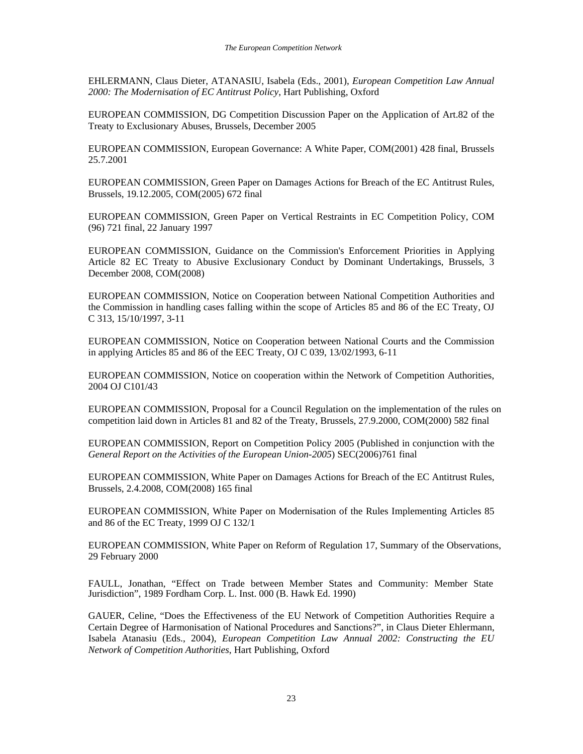EHLERMANN, Claus Dieter, ATANASIU, Isabela (Eds., 2001), *European Competition Law Annual 2000: The Modernisation of EC Antitrust Policy*, Hart Publishing, Oxford

EUROPEAN COMMISSION, DG Competition Discussion Paper on the Application of Art.82 of the Treaty to Exclusionary Abuses, Brussels, December 2005

EUROPEAN COMMISSION, European Governance: A White Paper, COM(2001) 428 final, Brussels 25.7.2001

EUROPEAN COMMISSION, Green Paper on Damages Actions for Breach of the EC Antitrust Rules, Brussels, 19.12.2005, COM(2005) 672 final

EUROPEAN COMMISSION, Green Paper on Vertical Restraints in EC Competition Policy, COM (96) 721 final, 22 January 1997

EUROPEAN COMMISSION, Guidance on the Commission's Enforcement Priorities in Applying Article 82 EC Treaty to Abusive Exclusionary Conduct by Dominant Undertakings, Brussels, 3 December 2008, COM(2008)

EUROPEAN COMMISSION, Notice on Cooperation between National Competition Authorities and the Commission in handling cases falling within the scope of Articles 85 and 86 of the EC Treaty, OJ C 313, 15/10/1997, 3-11

EUROPEAN COMMISSION, Notice on Cooperation between National Courts and the Commission in applying Articles 85 and 86 of the EEC Treaty, OJ C 039, 13/02/1993, 6-11

EUROPEAN COMMISSION, Notice on cooperation within the Network of Competition Authorities, 2004 OJ C101/43

EUROPEAN COMMISSION, Proposal for a Council Regulation on the implementation of the rules on competition laid down in Articles 81 and 82 of the Treaty, Brussels, 27.9.2000, COM(2000) 582 final

EUROPEAN COMMISSION, Report on Competition Policy 2005 (Published in conjunction with the *General Report on the Activities of the European Union-2005*) SEC(2006)761 final

EUROPEAN COMMISSION, White Paper on Damages Actions for Breach of the EC Antitrust Rules, Brussels, 2.4.2008, COM(2008) 165 final

EUROPEAN COMMISSION, White Paper on Modernisation of the Rules Implementing Articles 85 and 86 of the EC Treaty, 1999 OJ C 132/1

EUROPEAN COMMISSION, White Paper on Reform of Regulation 17, Summary of the Observations, 29 February 2000

FAULL, Jonathan, "Effect on Trade between Member States and Community: Member State Jurisdiction", 1989 Fordham Corp. L. Inst. 000 (B. Hawk Ed. 1990)

GAUER, Celine, "Does the Effectiveness of the EU Network of Competition Authorities Require a Certain Degree of Harmonisation of National Procedures and Sanctions?", in Claus Dieter Ehlermann, Isabela Atanasiu (Eds., 2004), *European Competition Law Annual 2002: Constructing the EU Network of Competition Authorities*, Hart Publishing, Oxford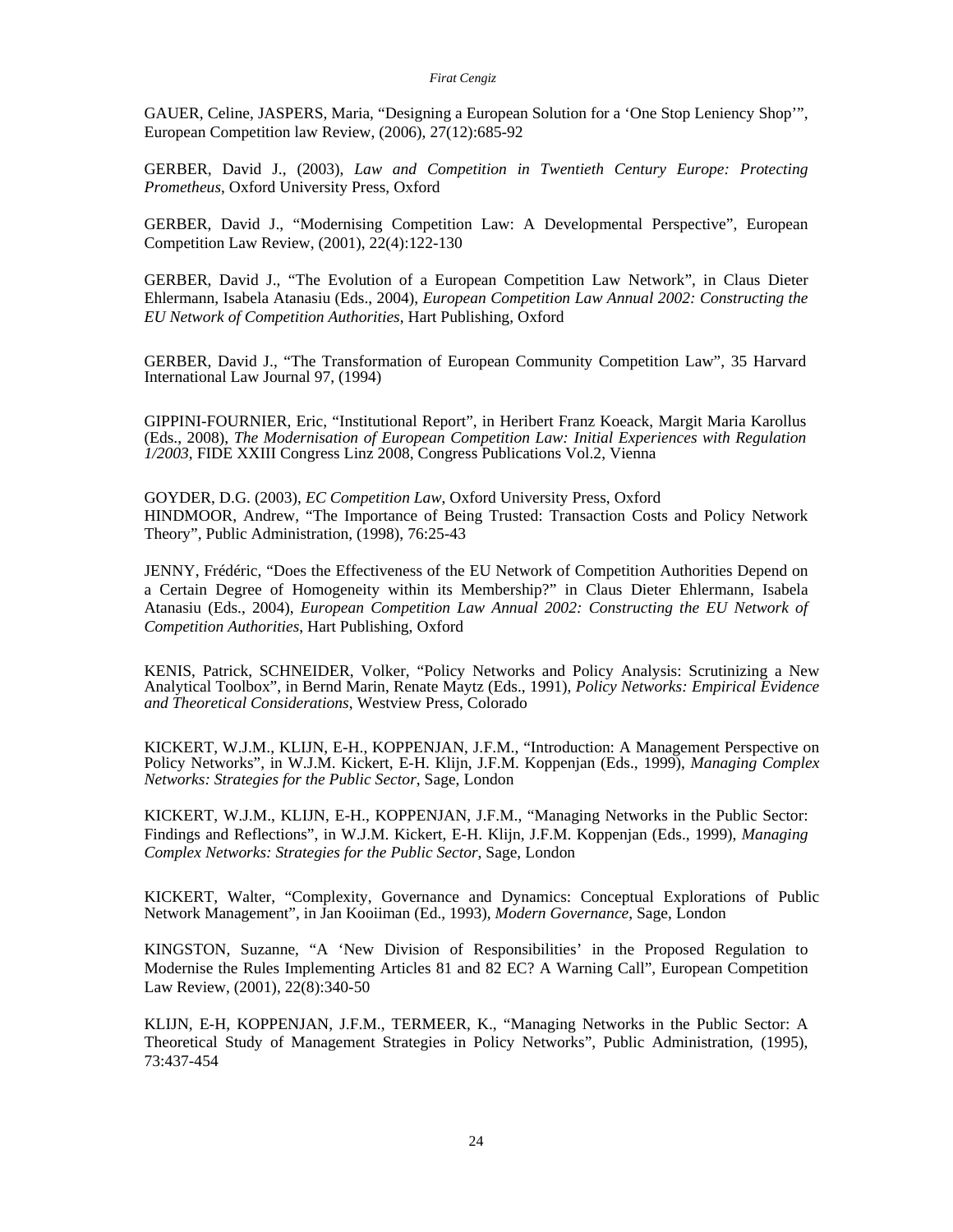GAUER, Celine, JASPERS, Maria, "Designing a European Solution for a 'One Stop Leniency Shop'", European Competition law Review, (2006), 27(12):685-92

GERBER, David J., (2003), *Law and Competition in Twentieth Century Europe: Protecting Prometheus*, Oxford University Press, Oxford

GERBER, David J., "Modernising Competition Law: A Developmental Perspective", European Competition Law Review, (2001), 22(4):122-130

GERBER, David J., "The Evolution of a European Competition Law Network", in Claus Dieter Ehlermann, Isabela Atanasiu (Eds., 2004), *European Competition Law Annual 2002: Constructing the EU Network of Competition Authorities*, Hart Publishing, Oxford

GERBER, David J., "The Transformation of European Community Competition Law", 35 Harvard International Law Journal 97, (1994)

GIPPINI-FOURNIER, Eric, "Institutional Report", in Heribert Franz Koeack, Margit Maria Karollus (Eds., 2008), *The Modernisation of European Competition Law: Initial Experiences with Regulation 1/2003*, FIDE XXIII Congress Linz 2008, Congress Publications Vol.2, Vienna

GOYDER, D.G. (2003), *EC Competition Law*, Oxford University Press, Oxford

HINDMOOR, Andrew, "The Importance of Being Trusted: Transaction Costs and Policy Network Theory", Public Administration, (1998), 76:25-43

JENNY, Frédéric, "Does the Effectiveness of the EU Network of Competition Authorities Depend on a Certain Degree of Homogeneity within its Membership?" in Claus Dieter Ehlermann, Isabela Atanasiu (Eds., 2004), *European Competition Law Annual 2002: Constructing the EU Network of Competition Authorities*, Hart Publishing, Oxford

KENIS, Patrick, SCHNEIDER, Volker, "Policy Networks and Policy Analysis: Scrutinizing a New Analytical Toolbox", in Bernd Marin, Renate Maytz (Eds., 1991), *Policy Networks: Empirical Evidence and Theoretical Considerations*, Westview Press, Colorado

KICKERT, W.J.M., KLIJN, E-H., KOPPENJAN, J.F.M., "Introduction: A Management Perspective on Policy Networks", in W.J.M. Kickert, E-H. Klijn, J.F.M. Koppenjan (Eds., 1999), *Managing Complex Networks: Strategies for the Public Sector*, Sage, London

KICKERT, W.J.M., KLIJN, E-H., KOPPENJAN, J.F.M., "Managing Networks in the Public Sector: Findings and Reflections", in W.J.M. Kickert, E-H. Klijn, J.F.M. Koppenjan (Eds., 1999), *Managing Complex Networks: Strategies for the Public Sector*, Sage, London

KICKERT, Walter, "Complexity, Governance and Dynamics: Conceptual Explorations of Public Network Management", in Jan Kooiiman (Ed., 1993), *Modern Governance*, Sage, London

KINGSTON, Suzanne, "A 'New Division of Responsibilities' in the Proposed Regulation to Modernise the Rules Implementing Articles 81 and 82 EC? A Warning Call", European Competition Law Review, (2001), 22(8):340-50

KLIJN, E-H, KOPPENJAN, J.F.M., TERMEER, K., "Managing Networks in the Public Sector: A Theoretical Study of Management Strategies in Policy Networks", Public Administration, (1995), 73:437-454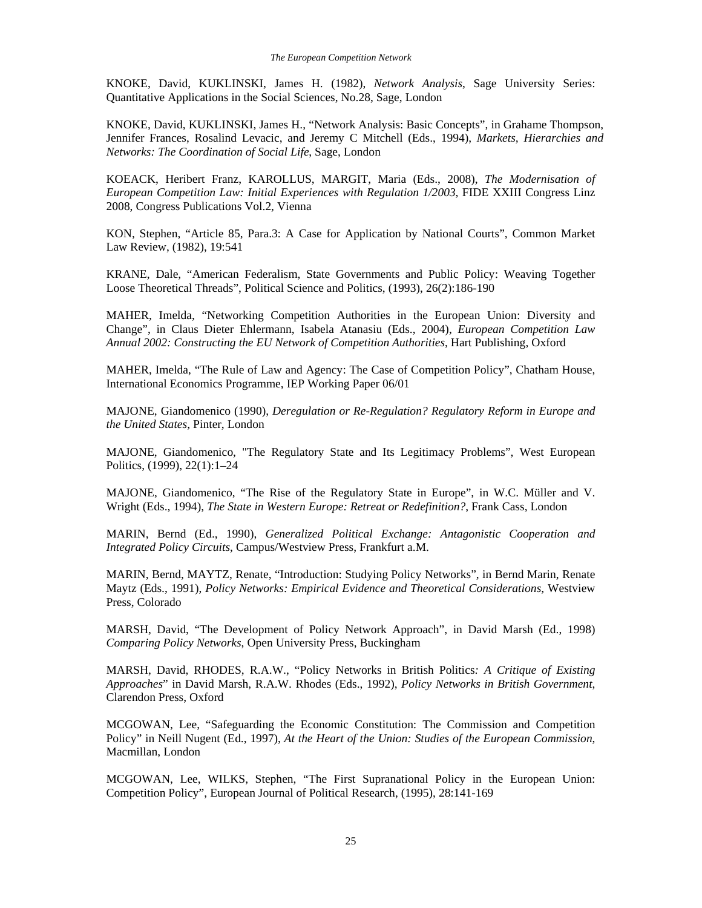KNOKE, David, KUKLINSKI, James H. (1982), *Network Analysis*, Sage University Series: Quantitative Applications in the Social Sciences, No.28, Sage, London

KNOKE, David, KUKLINSKI, James H., "Network Analysis: Basic Concepts", in Grahame Thompson, Jennifer Frances, Rosalind Levacic, and Jeremy C Mitchell (Eds., 1994), *Markets, Hierarchies and Networks: The Coordination of Social Life*, Sage, London

KOEACK, Heribert Franz, KAROLLUS, MARGIT, Maria (Eds., 2008), *The Modernisation of European Competition Law: Initial Experiences with Regulation 1/2003*, FIDE XXIII Congress Linz 2008, Congress Publications Vol.2, Vienna

KON, Stephen, "Article 85, Para.3: A Case for Application by National Courts", Common Market Law Review, (1982), 19:541

KRANE, Dale, "American Federalism, State Governments and Public Policy: Weaving Together Loose Theoretical Threads", Political Science and Politics, (1993), 26(2):186-190

MAHER, Imelda, "Networking Competition Authorities in the European Union: Diversity and Change", in Claus Dieter Ehlermann, Isabela Atanasiu (Eds., 2004), *European Competition Law Annual 2002: Constructing the EU Network of Competition Authorities*, Hart Publishing, Oxford

MAHER, Imelda, "The Rule of Law and Agency: The Case of Competition Policy", Chatham House, International Economics Programme, IEP Working Paper 06/01

MAJONE, Giandomenico (1990), *Deregulation or Re-Regulation? Regulatory Reform in Europe and the United States*, Pinter, London

MAJONE, Giandomenico, "The Regulatory State and Its Legitimacy Problems", West European Politics, (1999), 22(1):1–24

MAJONE, Giandomenico, "The Rise of the Regulatory State in Europe", in W.C. Müller and V. Wright (Eds., 1994), *The State in Western Europe: Retreat or Redefinition?*, Frank Cass, London

MARIN, Bernd (Ed., 1990), *Generalized Political Exchange: Antagonistic Cooperation and Integrated Policy Circuits*, Campus/Westview Press, Frankfurt a.M.

MARIN, Bernd, MAYTZ, Renate, "Introduction: Studying Policy Networks", in Bernd Marin, Renate Maytz (Eds., 1991), *Policy Networks: Empirical Evidence and Theoretical Considerations*, Westview Press, Colorado

MARSH, David, "The Development of Policy Network Approach", in David Marsh (Ed., 1998) *Comparing Policy Networks*, Open University Press, Buckingham

MARSH, David, RHODES, R.A.W., "Policy Networks in British Politics*: A Critique of Existing Approaches*" in David Marsh, R.A.W. Rhodes (Eds., 1992), *Policy Networks in British Government*, Clarendon Press, Oxford

MCGOWAN, Lee, "Safeguarding the Economic Constitution: The Commission and Competition Policy" in Neill Nugent (Ed., 1997), *At the Heart of the Union: Studies of the European Commission*, Macmillan, London

MCGOWAN, Lee, WILKS, Stephen, "The First Supranational Policy in the European Union: Competition Policy", European Journal of Political Research, (1995), 28:141-169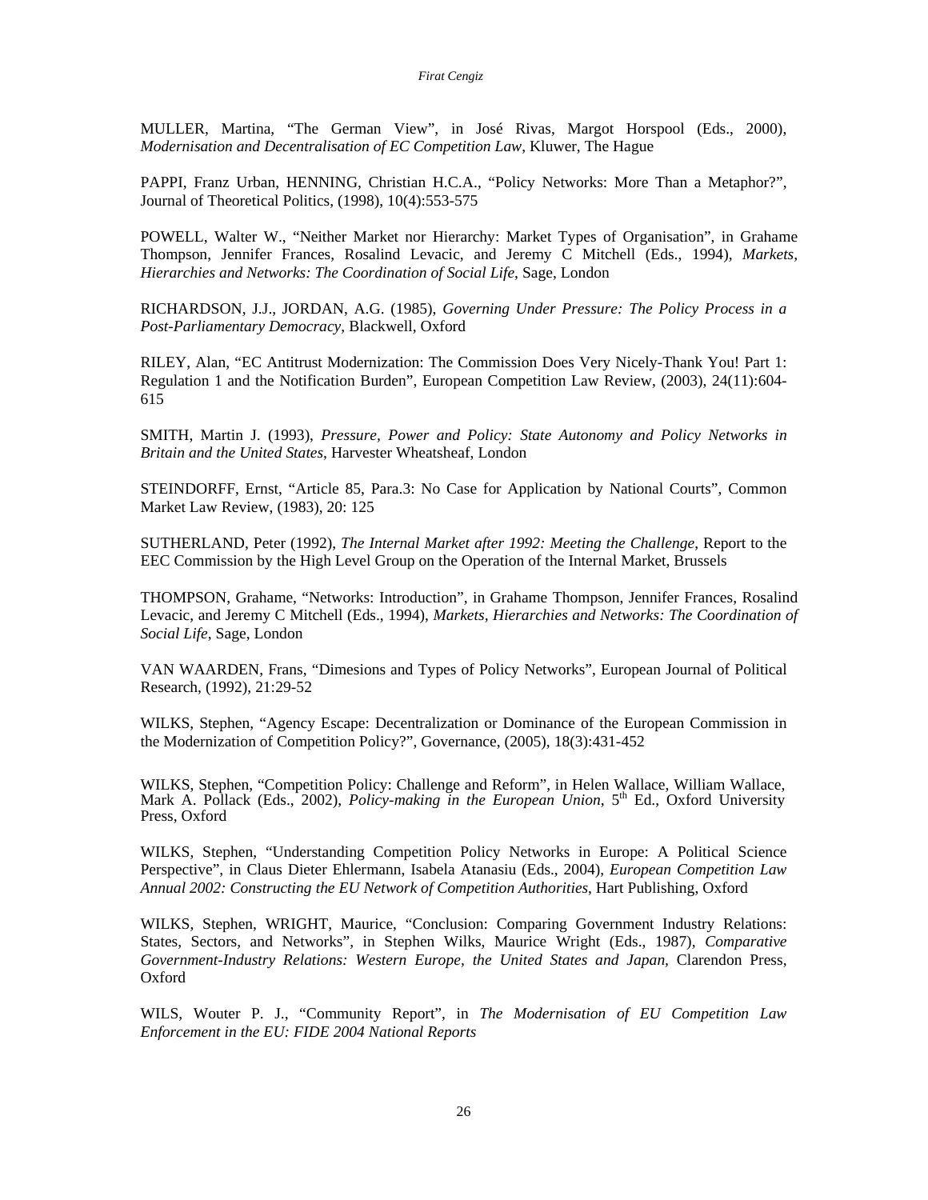MULLER, Martina, “The German View”, in José Rivas, Margot Horspool (Eds., 2000), *Modernisation and Decentralisation of EC Competition Law*, Kluwer, The Hague

PAPPI, Franz Urban, HENNING, Christian H.C.A., “Policy Networks: More Than a Metaphor?”, Journal of Theoretical Politics, (1998), 10(4):553-575

POWELL, Walter W., “Neither Market nor Hierarchy: Market Types of Organisation”, in Grahame Thompson, Jennifer Frances, Rosalind Levacic, and Jeremy C Mitchell (Eds., 1994), *Markets, Hierarchies and Networks: The Coordination of Social Life*, Sage, London

RICHARDSON, J.J., JORDAN, A.G. (1985), *Governing Under Pressure: The Policy Process in a Post-Parliamentary Democracy*, Blackwell, Oxford

RILEY, Alan, “EC Antitrust Modernization: The Commission Does Very Nicely-Thank You! Part 1: Regulation 1 and the Notification Burden”, European Competition Law Review, (2003), 24(11):604-615

SMITH, Martin J. (1993), *Pressure, Power and Policy: State Autonomy and Policy Networks in Britain and the United States*, Harvester Wheatsheaf, London

STEINDORFF, Ernst, “Article 85, Para.3: No Case for Application by National Courts”, Common Market Law Review, (1983), 20: 125

SUTHERLAND, Peter (1992), *The Internal Market after 1992: Meeting the Challenge*, Report to the EEC Commission by the High Level Group on the Operation of the Internal Market, Brussels

THOMPSON, Grahame, “Networks: Introduction”, in Grahame Thompson, Jennifer Frances, Rosalind Levacic, and Jeremy C Mitchell (Eds., 1994), *Markets, Hierarchies and Networks: The Coordination of Social Life*, Sage, London

VAN WAARDEN, Frans, “Dimesions and Types of Policy Networks”, European Journal of Political Research, (1992), 21:29-52

WILKS, Stephen, “Agency Escape: Decentralization or Dominance of the European Commission in the Modernization of Competition Policy?”, Governance, (2005), 18(3):431-452

WILKS, Stephen, “Competition Policy: Challenge and Reform”, in Helen Wallace, William Wallace, Mark A. Pollack (Eds., 2002), *Policy-making in the European Union*, 5th Ed., Oxford University Press, Oxford

WILKS, Stephen, “Understanding Competition Policy Networks in Europe: A Political Science Perspective”, in Claus Dieter Ehlermann, Isabela Atanasiu (Eds., 2004), *European Competition Law Annual 2002: Constructing the EU Network of Competition Authorities*, Hart Publishing, Oxford

WILKS, Stephen, WRIGHT, Maurice, “Conclusion: Comparing Government Industry Relations: States, Sectors, and Networks”, in Stephen Wilks, Maurice Wright (Eds., 1987), *Comparative Government-Industry Relations: Western Europe, the United States and Japan*, Clarendon Press, Oxford

WILS, Wouter P. J., “Community Report”, in *The Modernisation of EU Competition Law Enforcement in the EU: FIDE 2004 National Reports*